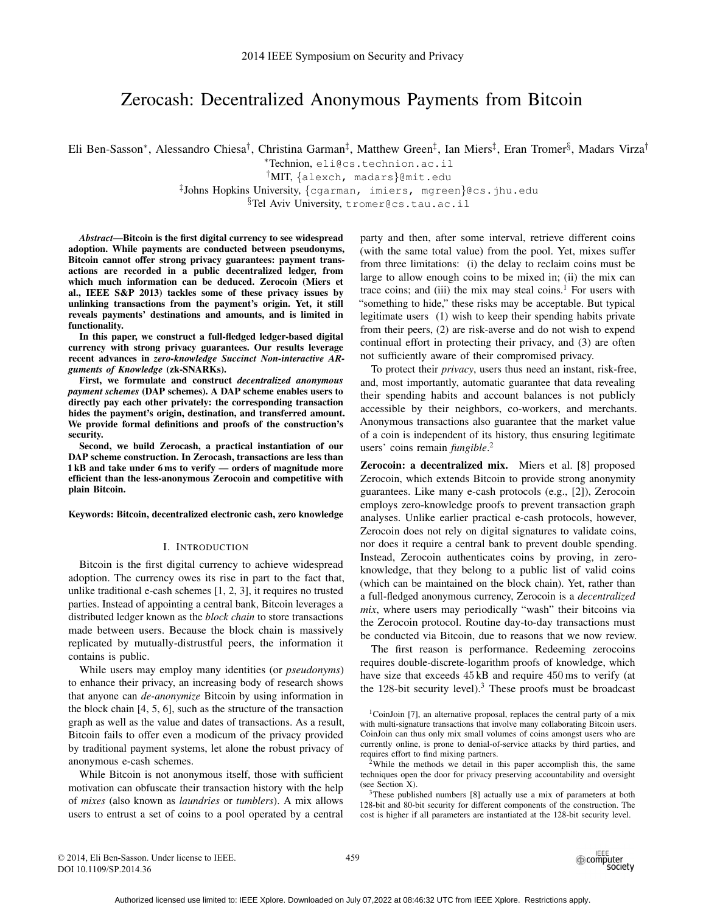2014 IEEE Symposium on Security and Privacy

# Zerocash: Decentralized Anonymous Payments from Bitcoin

Eli Ben-Sasson*, Alessandro Chiesa†, Christina Garman‡, Matthew Green‡, Ian Miers‡, Eran Tromer§, Madars Virza†

*Technion, eli@cs.technion.ac.il

†MIT, {alexch, madars}@mit.edu

‡Johns Hopkins University, {cgarman, imiers, mgreen}@cs.jhu.edu

§Tel Aviv University, tromer@cs.tau.ac.il

***Abstract*—Bitcoin is the first digital currency to see widespread adoption. While payments are conducted between pseudonyms, Bitcoin cannot offer strong privacy guarantees: payment transactions are recorded in a public decentralized ledger, from which much information can be deduced. Zerocoin (Miers et al., IEEE S&P 2013) tackles some of these privacy issues by unlinking transactions from the payment's origin. Yet, it still reveals payments' destinations and amounts, and is limited in functionality.**

**In this paper, we construct a full-fledged ledger-based digital currency with strong privacy guarantees. Our results leverage recent advances in *zero-knowledge Succinct Non-interactive ARguments of Knowledge* (zk-SNARKs).**

**First, we formulate and construct *decentralized anonymous payment schemes* (DAP schemes). A DAP scheme enables users to directly pay each other privately: the corresponding transaction hides the payment's origin, destination, and transferred amount. We provide formal definitions and proofs of the construction's security.**

**Second, we build Zerocash, a practical instantiation of our DAP scheme construction. In Zerocash, transactions are less than 1 kB and take under 6 ms to verify — orders of magnitude more efficient than the less-anonymous Zerocoin and competitive with plain Bitcoin.**

**Keywords: Bitcoin, decentralized electronic cash, zero knowledge**

## I. Introduction

Bitcoin is the first digital currency to achieve widespread adoption. The currency owes its rise in part to the fact that, unlike traditional e-cash schemes [1, 2, 3], it requires no trusted parties. Instead of appointing a central bank, Bitcoin leverages a distributed ledger known as the *block chain* to store transactions made between users. Because the block chain is massively replicated by mutually-distrustful peers, the information it contains is public.

While users may employ many identities (or *pseudonyms*) to enhance their privacy, an increasing body of research shows that anyone can *de-anonymize* Bitcoin by using information in the block chain [4, 5, 6], such as the structure of the transaction graph as well as the value and dates of transactions. As a result, Bitcoin fails to offer even a modicum of the privacy provided by traditional payment systems, let alone the robust privacy of anonymous e-cash schemes.

While Bitcoin is not anonymous itself, those with sufficient motivation can obfuscate their transaction history with the help of *mixes* (also known as *laundries* or *tumblers*). A mix allows users to entrust a set of coins to a pool operated by a central party and then, after some interval, retrieve different coins (with the same total value) from the pool. Yet, mixes suffer from three limitations: (i) the delay to reclaim coins must be large to allow enough coins to be mixed in; (ii) the mix can trace coins; and (iii) the mix may steal coins.[1] For users with "something to hide," these risks may be acceptable. But typical legitimate users (1) wish to keep their spending habits private from their peers, (2) are risk-averse and do not wish to expend continual effort in protecting their privacy, and (3) are often not sufficiently aware of their compromised privacy.

To protect their *privacy*, users thus need an instant, risk-free, and, most importantly, automatic guarantee that data revealing their spending habits and account balances is not publicly accessible by their neighbors, co-workers, and merchants. Anonymous transactions also guarantee that the market value of a coin is independent of its history, thus ensuring legitimate users' coins remain *fungible*.[2]

**Zerocoin: a decentralized mix.** Miers et al. [8] proposed Zerocoin, which extends Bitcoin to provide strong anonymity guarantees. Like many e-cash protocols (e.g., [2]), Zerocoin employs zero-knowledge proofs to prevent transaction graph analyses. Unlike earlier practical e-cash protocols, however, Zerocoin does not rely on digital signatures to validate coins, nor does it require a central bank to prevent double spending. Instead, Zerocoin authenticates coins by proving, in zero-knowledge, that they belong to a public list of valid coins (which can be maintained on the block chain). Yet, rather than a full-fledged anonymous currency, Zerocoin is a *decentralized mix*, where users may periodically "wash" their bitcoins via the Zerocoin protocol. Routine day-to-day transactions must be conducted via Bitcoin, due to reasons that we now review.

The first reason is performance. Redeeming zerocoins requires double-discrete-logarithm proofs of knowledge, which have size that exceeds 45 kB and require 450 ms to verify (at the 128-bit security level).[3] These proofs must be broadcast

[1] CoinJoin [7], an alternative proposal, replaces the central party of a mix with multi-signature transactions that involve many collaborating Bitcoin users. CoinJoin can thus only mix small volumes of coins amongst users who are currently online, is prone to denial-of-service attacks by third parties, and requires effort to find mixing partners.

[2] While the methods we detail in this paper accomplish this, the same techniques open the door for privacy preserving accountability and oversight (see Section X).

[3] These published numbers [8] actually use a mix of parameters at both 128-bit and 80-bit security for different components of the construction. The cost is higher if all parameters are instantiated at the 128-bit security level.

© 2014, Eli Ben-Sasson. Under license to IEEE.
DOI 10.1109/SP.2014.36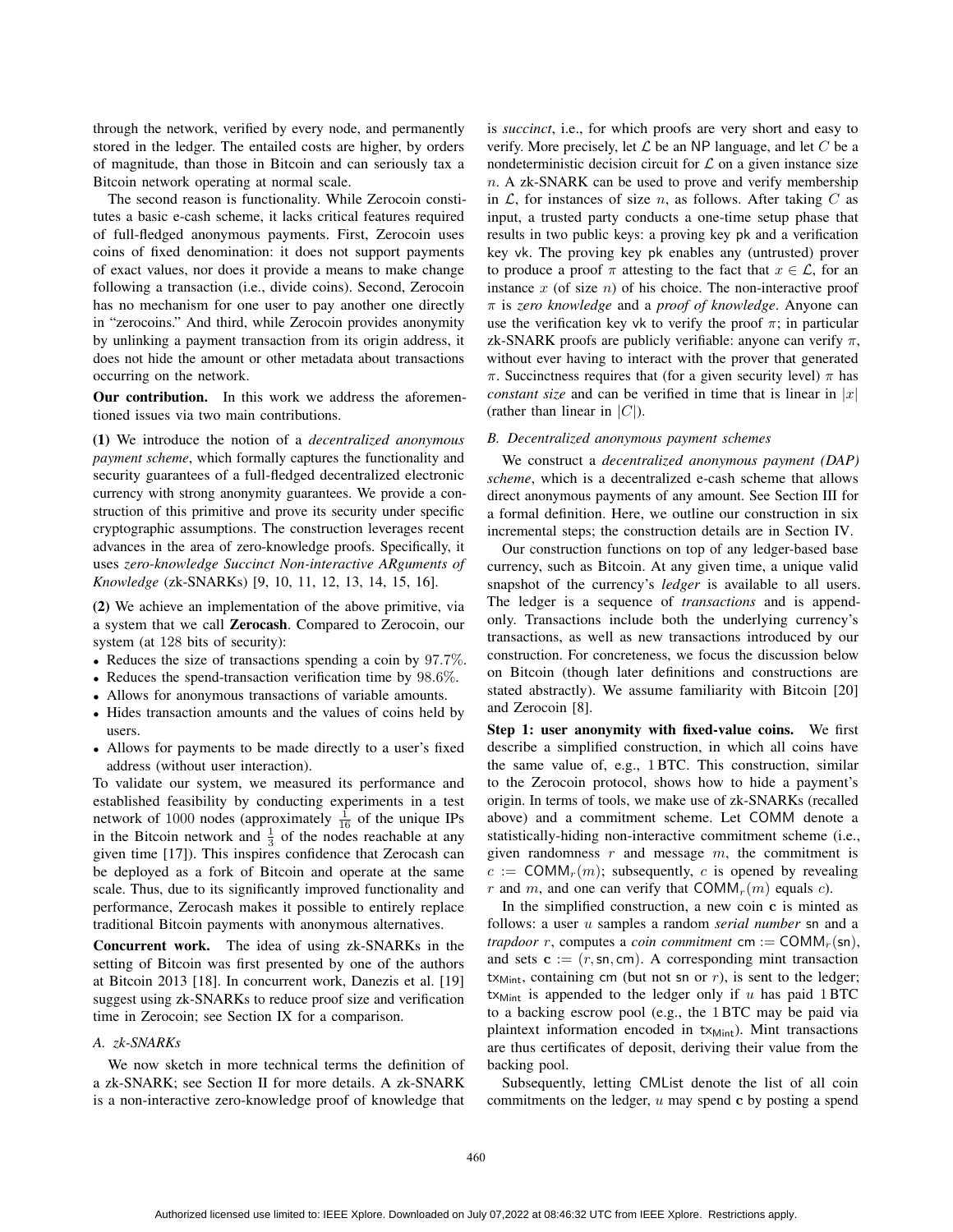through the network, verified by every node, and permanently stored in the ledger. The entailed costs are higher, by orders of magnitude, than those in Bitcoin and can seriously tax a Bitcoin network operating at normal scale.

The second reason is functionality. While Zerocoin constitutes a basic e-cash scheme, it lacks critical features required of full-fledged anonymous payments. First, Zerocoin uses coins of fixed denomination: it does not support payments of exact values, nor does it provide a means to make change following a transaction (i.e., divide coins). Second, Zerocoin has no mechanism for one user to pay another one directly in "zerocoins." And third, while Zerocoin provides anonymity by unlinking a payment transaction from its origin address, it does not hide the amount or other metadata about transactions occurring on the network.

**Our contribution.** In this work we address the aforementioned issues via two main contributions.

**(1)** We introduce the notion of a *decentralized anonymous payment scheme*, which formally captures the functionality and security guarantees of a full-fledged decentralized electronic currency with strong anonymity guarantees. We provide a construction of this primitive and prove its security under specific cryptographic assumptions. The construction leverages recent advances in the area of zero-knowledge proofs. Specifically, it uses *zero-knowledge Succinct Non-interactive ARguments of Knowledge* (zk-SNARKs) [9, 10, 11, 12, 13, 14, 15, 16].

**(2)** We achieve an implementation of the above primitive, via a system that we call **Zerocash**. Compared to Zerocoin, our system (at 128 bits of security):

- Reduces the size of transactions spending a coin by 97.7%.
- Reduces the spend-transaction verification time by 98.6%.
- Allows for anonymous transactions of variable amounts.
- Hides transaction amounts and the values of coins held by users.
- Allows for payments to be made directly to a user's fixed address (without user interaction).

To validate our system, we measured its performance and established feasibility by conducting experiments in a test network of 1000 nodes (approximately $\frac{1}{16}$ of the unique IPs in the Bitcoin network and $\frac{1}{3}$ of the nodes reachable at any given time [17]). This inspires confidence that Zerocash can be deployed as a fork of Bitcoin and operate at the same scale. Thus, due to its significantly improved functionality and performance, Zerocash makes it possible to entirely replace traditional Bitcoin payments with anonymous alternatives.

**Concurrent work.** The idea of using zk-SNARKs in the setting of Bitcoin was first presented by one of the authors at Bitcoin 2013 [18]. In concurrent work, Danezis et al. [19] suggest using zk-SNARKs to reduce proof size and verification time in Zerocoin; see Section IX for a comparison.

### A. zk-SNARKs

We now sketch in more technical terms the definition of a zk-SNARK; see Section II for more details. A zk-SNARK is a non-interactive zero-knowledge proof of knowledge that is *succinct*, i.e., for which proofs are very short and easy to verify. More precisely, let $\mathcal{L}$ be an NP language, and let $C$ be a nondeterministic decision circuit for $\mathcal{L}$ on a given instance size $n$. A zk-SNARK can be used to prove and verify membership in $\mathcal{L}$, for instances of size $n$, as follows. After taking $C$ as input, a trusted party conducts a one-time setup phase that results in two public keys: a proving key $\mathsf{pk}$ and a verification key $\mathsf{vk}$. The proving key $\mathsf{pk}$ enables any (untrusted) prover to produce a proof $\pi$ attesting to the fact that $x \in \mathcal{L}$, for an instance $x$ (of size $n$) of his choice. The non-interactive proof $\pi$ is *zero knowledge* and a *proof of knowledge*. Anyone can use the verification key $\mathsf{vk}$ to verify the proof $\pi$; in particular zk-SNARK proofs are publicly verifiable: anyone can verify $\pi$, without ever having to interact with the prover that generated $\pi$. Succinctness requires that (for a given security level) $\pi$ has *constant size* and can be verified in time that is linear in $|x|$ (rather than linear in $|C|$).

### B. Decentralized anonymous payment schemes

We construct a *decentralized anonymous payment (DAP) scheme*, which is a decentralized e-cash scheme that allows direct anonymous payments of any amount. See Section III for a formal definition. Here, we outline our construction in six incremental steps; the construction details are in Section IV.

Our construction functions on top of any ledger-based base currency, such as Bitcoin. At any given time, a unique valid snapshot of the currency's *ledger* is available to all users. The ledger is a sequence of *transactions* and is append-only. Transactions include both the underlying currency's transactions, as well as new transactions introduced by our construction. For concreteness, we focus the discussion below on Bitcoin (though later definitions and constructions are stated abstractly). We assume familiarity with Bitcoin [20] and Zerocoin [8].

**Step 1: user anonymity with fixed-value coins.** We first describe a simplified construction, in which all coins have the same value of, e.g., 1 BTC. This construction, similar to the Zerocoin protocol, shows how to hide a payment's origin. In terms of tools, we make use of zk-SNARKs (recalled above) and a commitment scheme. Let $\mathsf{COMM}$ denote a statistically-hiding non-interactive commitment scheme (i.e., given randomness $r$ and message $m$, the commitment is $c := \mathsf{COMM}_r(m)$; subsequently, $c$ is opened by revealing $r$ and $m$, and one can verify that $\mathsf{COMM}_r(m)$ equals $c$).

In the simplified construction, a new coin $\mathbf{c}$ is minted as follows: a user $u$ samples a random *serial number* $\mathsf{sn}$ and a *trapdoor* $r$, computes a *coin commitment* $\mathsf{cm} := \mathsf{COMM}_r(\mathsf{sn})$, and sets $\mathbf{c} := (r, \mathsf{sn}, \mathsf{cm})$. A corresponding mint transaction $\mathsf{tx}_{\mathsf{Mint}}$, containing $\mathsf{cm}$ (but not $\mathsf{sn}$ or $r$), is sent to the ledger; $\mathsf{tx}_{\mathsf{Mint}}$ is appended to the ledger only if $u$ has paid 1 BTC to a backing escrow pool (e.g., the 1 BTC may be paid via plaintext information encoded in $\mathsf{tx}_{\mathsf{Mint}}$). Mint transactions are thus certificates of deposit, deriving their value from the backing pool.

Subsequently, letting $\mathsf{CMList}$ denote the list of all coin commitments on the ledger, $u$ may spend $\mathbf{c}$ by posting a spend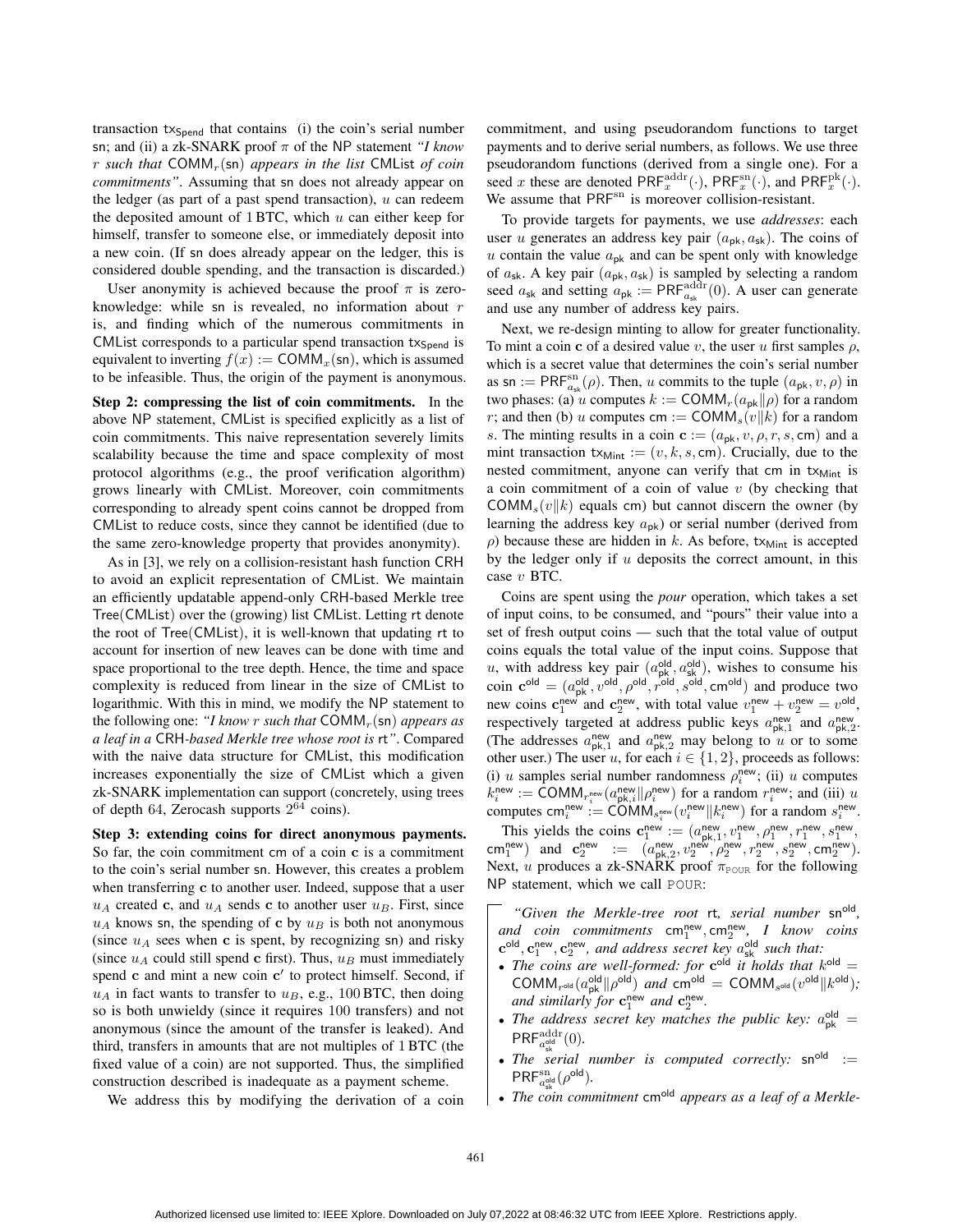transaction $\mathsf{tx_{Spend}}$ that contains (i) the coin's serial number $\mathsf{sn}$; and (ii) a zk-SNARK proof $\pi$ of the NP statement *"I know $r$ such that $\mathsf{COMM}_r(\mathsf{sn})$ appears in the list $\mathsf{CMList}$ of coin commitments"*. Assuming that $\mathsf{sn}$ does not already appear on the ledger (as part of a past spend transaction), $u$ can redeem the deposited amount of 1 BTC, which $u$ can either keep for himself, transfer to someone else, or immediately deposit into a new coin. (If $\mathsf{sn}$ does already appear on the ledger, this is considered double spending, and the transaction is discarded.)

User anonymity is achieved because the proof $\pi$ is zero-knowledge: while $\mathsf{sn}$ is revealed, no information about $r$ is, and finding which of the numerous commitments in $\mathsf{CMList}$ corresponds to a particular spend transaction $\mathsf{tx_{Spend}}$ is equivalent to inverting $f(x) := \mathsf{COMM}_x(\mathsf{sn})$, which is assumed to be infeasible. Thus, the origin of the payment is anonymous.

**Step 2: compressing the list of coin commitments.** In the above NP statement, $\mathsf{CMList}$ is specified explicitly as a list of coin commitments. This naive representation severely limits scalability because the time and space complexity of most protocol algorithms (e.g., the proof verification algorithm) grows linearly with $\mathsf{CMList}$. Moreover, coin commitments corresponding to already spent coins cannot be dropped from $\mathsf{CMList}$ to reduce costs, since they cannot be identified (due to the same zero-knowledge property that provides anonymity).

As in [3], we rely on a collision-resistant hash function $\mathsf{CRH}$ to avoid an explicit representation of $\mathsf{CMList}$. We maintain an efficiently updatable append-only $\mathsf{CRH}$-based Merkle tree $\mathsf{Tree}(\mathsf{CMList})$ over the (growing) list $\mathsf{CMList}$. Letting $\mathsf{rt}$ denote the root of $\mathsf{Tree}(\mathsf{CMList})$, it is well-known that updating $\mathsf{rt}$ to account for insertion of new leaves can be done with time and space proportional to the tree depth. Hence, the time and space complexity is reduced from linear in the size of $\mathsf{CMList}$ to logarithmic. With this in mind, we modify the NP statement to the following one: *"I know $r$ such that $\mathsf{COMM}_r(\mathsf{sn})$ appears as a leaf in a $\mathsf{CRH}$-based Merkle tree whose root is $\mathsf{rt}$"*. Compared with the naive data structure for $\mathsf{CMList}$, this modification increases exponentially the size of $\mathsf{CMList}$ which a given zk-SNARK implementation can support (concretely, using trees of depth 64, Zerocash supports $2^{64}$ coins).

**Step 3: extending coins for direct anonymous payments.** So far, the coin commitment $\mathsf{cm}$ of a coin $\mathbf{c}$ is a commitment to the coin's serial number $\mathsf{sn}$. However, this creates a problem when transferring $\mathbf{c}$ to another user. Indeed, suppose that a user $u_A$ created $\mathbf{c}$, and $u_A$ sends $\mathbf{c}$ to another user $u_B$. First, since $u_A$ knows $\mathsf{sn}$, the spending of $\mathbf{c}$ by $u_B$ is both not anonymous (since $u_A$ sees when $\mathbf{c}$ is spent, by recognizing $\mathsf{sn}$) and risky (since $u_A$ could still spend $\mathbf{c}$ first). Thus, $u_B$ must immediately spend $\mathbf{c}$ and mint a new coin $\mathbf{c}'$ to protect himself. Second, if $u_A$ in fact wants to transfer to $u_B$, e.g., 100 BTC, then doing so is both unwieldy (since it requires 100 transfers) and not anonymous (since the amount of the transfer is leaked). And third, transfers in amounts that are not multiples of 1 BTC (the fixed value of a coin) are not supported. Thus, the simplified construction described is inadequate as a payment scheme.

We address this by modifying the derivation of a coin commitment, and using pseudorandom functions to target payments and to derive serial numbers, as follows. We use three pseudorandom functions (derived from a single one). For a seed $x$ these are denoted $\mathsf{PRF}^{\mathrm{addr}}_x(\cdot)$, $\mathsf{PRF}^{\mathrm{sn}}_x(\cdot)$, and $\mathsf{PRF}^{\mathrm{pk}}_x(\cdot)$. We assume that $\mathsf{PRF}^{\mathrm{sn}}$ is moreover collision-resistant.

To provide targets for payments, we use *addresses*: each user $u$ generates an address key pair $(a_{\mathsf{pk}}, a_{\mathsf{sk}})$. The coins of $u$ contain the value $a_{\mathsf{pk}}$ and can be spent only with knowledge of $a_{\mathsf{sk}}$. A key pair $(a_{\mathsf{pk}}, a_{\mathsf{sk}})$ is sampled by selecting a random seed $a_{\mathsf{sk}}$ and setting $a_{\mathsf{pk}} := \mathsf{PRF}^{\mathrm{addr}}_{a_{\mathsf{sk}}}(0)$. A user can generate and use any number of address key pairs.

Next, we re-design minting to allow for greater functionality. To mint a coin $\mathbf{c}$ of a desired value $v$, the user $u$ first samples $\rho$, which is a secret value that determines the coin's serial number as $\mathsf{sn} := \mathsf{PRF}^{\mathrm{sn}}_{a_{\mathsf{sk}}}(\rho)$. Then, $u$ commits to the tuple $(a_{\mathsf{pk}}, v, \rho)$ in two phases: (a) $u$ computes $k := \mathsf{COMM}_r(a_{\mathsf{pk}} \| \rho)$ for a random $r$; and then (b) $u$ computes $\mathsf{cm} := \mathsf{COMM}_s(v \| k)$ for a random $s$. The minting results in a coin $\mathbf{c} := (a_{\mathsf{pk}}, v, \rho, r, s, \mathsf{cm})$ and a mint transaction $\mathsf{tx_{Mint}} := (v, k, s, \mathsf{cm})$. Crucially, due to the nested commitment, anyone can verify that $\mathsf{cm}$ in $\mathsf{tx_{Mint}}$ is a coin commitment of a coin of value $v$ (by checking that $\mathsf{COMM}_s(v\|k)$ equals $\mathsf{cm}$) but cannot discern the owner (by learning the address key $a_{\mathsf{pk}}$) or serial number (derived from $\rho$) because these are hidden in $k$. As before, $\mathsf{tx_{Mint}}$ is accepted by the ledger only if $u$ deposits the correct amount, in this case $v$ BTC.

Coins are spent using the *pour* operation, which takes a set of input coins, to be consumed, and "pours" their value into a set of fresh output coins — such that the total value of output coins equals the total value of the input coins. Suppose that $u$, with address key pair $(a^{\mathsf{old}}_{\mathsf{pk}}, a^{\mathsf{old}}_{\mathsf{sk}})$, wishes to consume his coin $\mathbf{c}^{\mathsf{old}} = (a^{\mathsf{old}}_{\mathsf{pk}}, v^{\mathsf{old}}, \rho^{\mathsf{old}}, r^{\mathsf{old}}, s^{\mathsf{old}}, \mathsf{cm}^{\mathsf{old}})$ and produce two new coins $\mathbf{c}^{\mathsf{new}}_1$ and $\mathbf{c}^{\mathsf{new}}_2$, with total value $v^{\mathsf{new}}_1 + v^{\mathsf{new}}_2 = v^{\mathsf{old}}$, respectively targeted at address public keys $a^{\mathsf{new}}_{\mathsf{pk},1}$ and $a^{\mathsf{new}}_{\mathsf{pk},2}$. (The addresses $a^{\mathsf{new}}_{\mathsf{pk},1}$ and $a^{\mathsf{new}}_{\mathsf{pk},2}$ may belong to $u$ or to some other user.) The user $u$, for each $i \in \{1, 2\}$, proceeds as follows: (i) $u$ samples serial number randomness $\rho^{\mathsf{new}}_i$; (ii) $u$ computes $k^{\mathsf{new}}_i := \mathsf{COMM}_{r^{\mathsf{new}}_i}(a^{\mathsf{new}}_{\mathsf{pk},i} \| \rho^{\mathsf{new}}_i)$ for a random $r^{\mathsf{new}}_i$; and (iii) $u$ computes $\mathsf{cm}^{\mathsf{new}}_i := \mathsf{COMM}_{s^{\mathsf{new}}_i}(v^{\mathsf{new}}_i \| k^{\mathsf{new}}_i)$ for a random $s^{\mathsf{new}}_i$.

This yields the coins $\mathbf{c}^{\mathsf{new}}_1 := (a^{\mathsf{new}}_{\mathsf{pk},1}, v^{\mathsf{new}}_1, \rho^{\mathsf{new}}_1, r^{\mathsf{new}}_1, s^{\mathsf{new}}_1, \mathsf{cm}^{\mathsf{new}}_1)$ and $\mathbf{c}^{\mathsf{new}}_2 := (a^{\mathsf{new}}_{\mathsf{pk},2}, v^{\mathsf{new}}_2, \rho^{\mathsf{new}}_2, r^{\mathsf{new}}_2, s^{\mathsf{new}}_2, \mathsf{cm}^{\mathsf{new}}_2)$. Next, $u$ produces a zk-SNARK proof $\pi_{\mathrm{POUR}}$ for the following NP statement, which we call POUR:

> *"Given the Merkle-tree root $\mathsf{rt}$, serial number $\mathsf{sn}^{\mathsf{old}}$, and coin commitments $\mathsf{cm}^{\mathsf{new}}_1, \mathsf{cm}^{\mathsf{new}}_2$, I know coins $\mathbf{c}^{\mathsf{old}}, \mathbf{c}^{\mathsf{new}}_1, \mathbf{c}^{\mathsf{new}}_2$, and address secret key $a^{\mathsf{old}}_{\mathsf{sk}}$ such that:*
>
> - *The coins are well-formed: for $\mathbf{c}^{\mathsf{old}}$ it holds that $k^{\mathsf{old}} = \mathsf{COMM}_{r^{\mathsf{old}}}(a^{\mathsf{old}}_{\mathsf{pk}} \| \rho^{\mathsf{old}})$ and $\mathsf{cm}^{\mathsf{old}} = \mathsf{COMM}_{s^{\mathsf{old}}}(v^{\mathsf{old}} \| k^{\mathsf{old}})$; and similarly for $\mathbf{c}^{\mathsf{new}}_1$ and $\mathbf{c}^{\mathsf{new}}_2$.*
> - *The address secret key matches the public key: $a^{\mathsf{old}}_{\mathsf{pk}} = \mathsf{PRF}^{\mathrm{addr}}_{a^{\mathsf{old}}_{\mathsf{sk}}}(0)$.*
> - *The serial number is computed correctly: $\mathsf{sn}^{\mathsf{old}} := \mathsf{PRF}^{\mathrm{sn}}_{a^{\mathsf{old}}_{\mathsf{sk}}}(\rho^{\mathsf{old}})$.*
> - *The coin commitment $\mathsf{cm}^{\mathsf{old}}$ appears as a leaf of a Merkle-*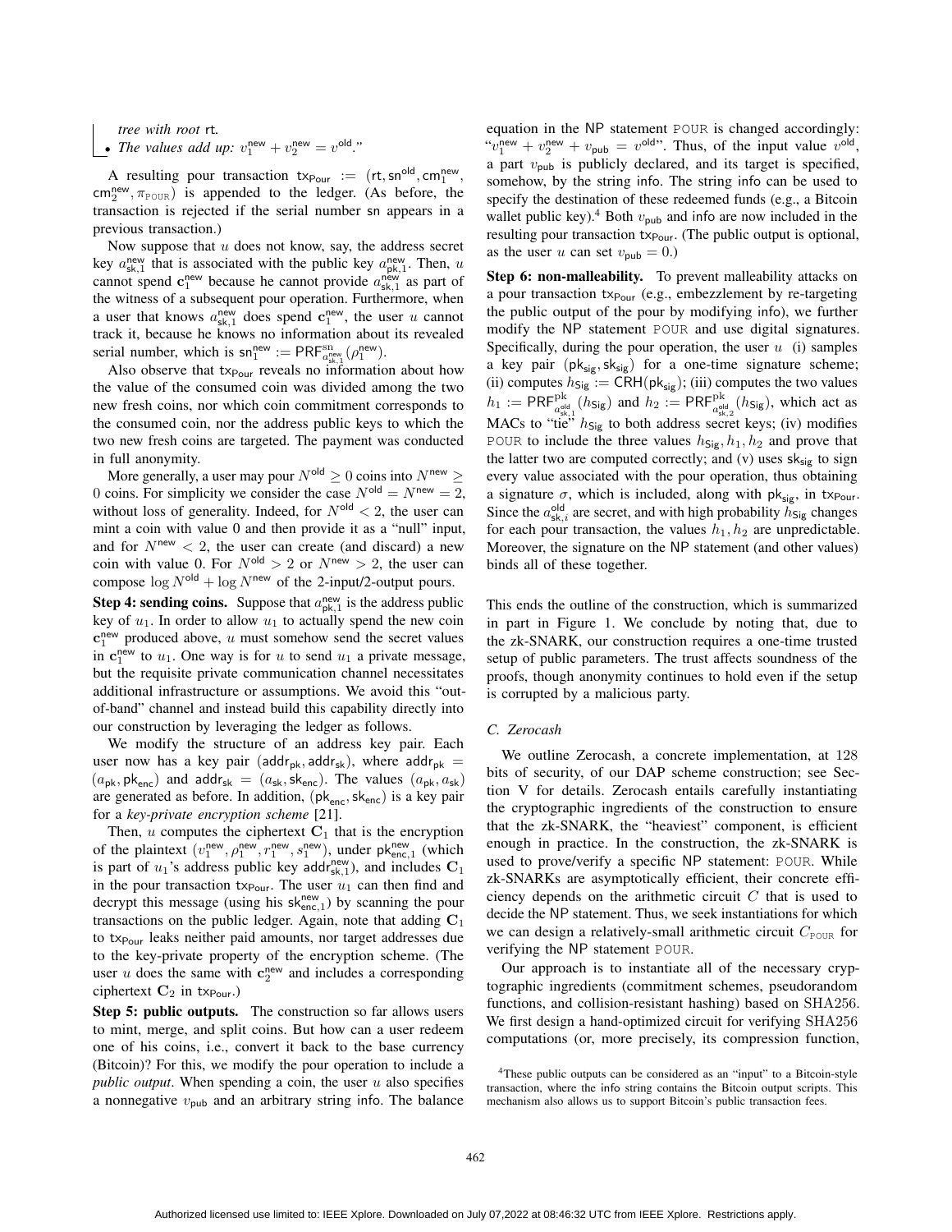*tree with root* rt.

- *The values add up:* $v_1^{\mathsf{new}} + v_2^{\mathsf{new}} = v^{\mathsf{old}}$."

A resulting pour transaction $\mathsf{tx}_{\mathsf{Pour}} := (\mathsf{rt}, \mathsf{sn}^{\mathsf{old}}, \mathsf{cm}_1^{\mathsf{new}}, \mathsf{cm}_2^{\mathsf{new}}, \pi_{\text{POUR}})$ is appended to the ledger. (As before, the transaction is rejected if the serial number sn appears in a previous transaction.)

Now suppose that $u$ does not know, say, the address secret key $a_{\mathsf{sk},1}^{\mathsf{new}}$ that is associated with the public key $a_{\mathsf{pk},1}^{\mathsf{new}}$. Then, $u$ cannot spend $\mathbf{c}_1^{\mathsf{new}}$ because he cannot provide $a_{\mathsf{sk},1}^{\mathsf{new}}$ as part of the witness of a subsequent pour operation. Furthermore, when a user that knows $a_{\mathsf{sk},1}^{\mathsf{new}}$ does spend $\mathbf{c}_1^{\mathsf{new}}$, the user $u$ cannot track it, because he knows no information about its revealed serial number, which is $\mathsf{sn}_1^{\mathsf{new}} := \mathsf{PRF}^{\mathrm{sn}}_{a_{\mathsf{sk},1}^{\mathsf{new}}}(\rho_1^{\mathsf{new}})$.

Also observe that $\mathsf{tx}_{\mathsf{Pour}}$ reveals no information about how the value of the consumed coin was divided among the two new fresh coins, nor which coin commitment corresponds to the consumed coin, nor the address public keys to which the two new fresh coins are targeted. The payment was conducted in full anonymity.

More generally, a user may pour $N^{\mathsf{old}} \geq 0$ coins into $N^{\mathsf{new}} \geq 0$ coins. For simplicity we consider the case $N^{\mathsf{old}} = N^{\mathsf{new}} = 2$, without loss of generality. Indeed, for $N^{\mathsf{old}} < 2$, the user can mint a coin with value 0 and then provide it as a "null" input, and for $N^{\mathsf{new}} < 2$, the user can create (and discard) a new coin with value 0. For $N^{\mathsf{old}} > 2$ or $N^{\mathsf{new}} > 2$, the user can compose $\log N^{\mathsf{old}} + \log N^{\mathsf{new}}$ of the 2-input/2-output pours.

**Step 4: sending coins.** Suppose that $a_{\mathsf{pk},1}^{\mathsf{new}}$ is the address public key of $u_1$. In order to allow $u_1$ to actually spend the new coin $\mathbf{c}_1^{\mathsf{new}}$ produced above, $u$ must somehow send the secret values in $\mathbf{c}_1^{\mathsf{new}}$ to $u_1$. One way is for $u$ to send $u_1$ a private message, but the requisite private communication channel necessitates additional infrastructure or assumptions. We avoid this "out-of-band" channel and instead build this capability directly into our construction by leveraging the ledger as follows.

We modify the structure of an address key pair. Each user now has a key pair $(\mathsf{addr}_{\mathsf{pk}}, \mathsf{addr}_{\mathsf{sk}})$, where $\mathsf{addr}_{\mathsf{pk}} = (a_{\mathsf{pk}}, \mathsf{pk}_{\mathsf{enc}})$ and $\mathsf{addr}_{\mathsf{sk}} = (a_{\mathsf{sk}}, \mathsf{sk}_{\mathsf{enc}})$. The values $(a_{\mathsf{pk}}, a_{\mathsf{sk}})$ are generated as before. In addition, $(\mathsf{pk}_{\mathsf{enc}}, \mathsf{sk}_{\mathsf{enc}})$ is a key pair for a *key-private encryption scheme* [21].

Then, $u$ computes the ciphertext $\mathbf{C}_1$ that is the encryption of the plaintext $(v_1^{\mathsf{new}}, \rho_1^{\mathsf{new}}, r_1^{\mathsf{new}}, s_1^{\mathsf{new}})$, under $\mathsf{pk}_{\mathsf{enc},1}^{\mathsf{new}}$ (which is part of $u_1$'s address public key $\mathsf{addr}_{\mathsf{sk},1}^{\mathsf{new}}$), and includes $\mathbf{C}_1$ in the pour transaction $\mathsf{tx}_{\mathsf{Pour}}$. The user $u_1$ can then find and decrypt this message (using his $\mathsf{sk}_{\mathsf{enc},1}^{\mathsf{new}}$) by scanning the pour transactions on the public ledger. Again, note that adding $\mathbf{C}_1$ to $\mathsf{tx}_{\mathsf{Pour}}$ leaks neither paid amounts, nor target addresses due to the key-private property of the encryption scheme. (The user $u$ does the same with $\mathbf{c}_2^{\mathsf{new}}$ and includes a corresponding ciphertext $\mathbf{C}_2$ in $\mathsf{tx}_{\mathsf{Pour}}$.)

**Step 5: public outputs.** The construction so far allows users to mint, merge, and split coins. But how can a user redeem one of his coins, i.e., convert it back to the base currency (Bitcoin)? For this, we modify the pour operation to include a *public output*. When spending a coin, the user $u$ also specifies a nonnegative $v_{\mathsf{pub}}$ and an arbitrary string info. The balance equation in the NP statement POUR is changed accordingly: "$v_1^{\mathsf{new}} + v_2^{\mathsf{new}} + v_{\mathsf{pub}} = v^{\mathsf{old}}$". Thus, of the input value $v^{\mathsf{old}}$, a part $v_{\mathsf{pub}}$ is publicly declared, and its target is specified, somehow, by the string info. The string info can be used to specify the destination of these redeemed funds (e.g., a Bitcoin wallet public key).[4] Both $v_{\mathsf{pub}}$ and info are now included in the resulting pour transaction $\mathsf{tx}_{\mathsf{Pour}}$. (The public output is optional, as the user $u$ can set $v_{\mathsf{pub}} = 0$.)

**Step 6: non-malleability.** To prevent malleability attacks on a pour transaction $\mathsf{tx}_{\mathsf{Pour}}$ (e.g., embezzlement by re-targeting the public output of the pour by modifying info), we further modify the NP statement POUR and use digital signatures. Specifically, during the pour operation, the user $u$ (i) samples a key pair $(\mathsf{pk}_{\mathsf{sig}}, \mathsf{sk}_{\mathsf{sig}})$ for a one-time signature scheme; (ii) computes $h_{\mathsf{Sig}} := \mathsf{CRH}(\mathsf{pk}_{\mathsf{sig}})$; (iii) computes the two values $h_1 := \mathsf{PRF}^{\mathrm{pk}}_{a_{\mathsf{sk},1}^{\mathsf{old}}}(h_{\mathsf{Sig}})$ and $h_2 := \mathsf{PRF}^{\mathrm{pk}}_{a_{\mathsf{sk},2}^{\mathsf{old}}}(h_{\mathsf{Sig}})$, which act as MACs to "tie" $h_{\mathsf{Sig}}$ to both address secret keys; (iv) modifies POUR to include the three values $h_{\mathsf{Sig}}, h_1, h_2$ and prove that the latter two are computed correctly; and (v) uses $\mathsf{sk}_{\mathsf{sig}}$ to sign every value associated with the pour operation, thus obtaining a signature $\sigma$, which is included, along with $\mathsf{pk}_{\mathsf{sig}}$, in $\mathsf{tx}_{\mathsf{Pour}}$. Since the $a_{\mathsf{sk},i}^{\mathsf{old}}$ are secret, and with high probability $h_{\mathsf{Sig}}$ changes for each pour transaction, the values $h_1, h_2$ are unpredictable. Moreover, the signature on the NP statement (and other values) binds all of these together.

This ends the outline of the construction, which is summarized in part in Figure 1. We conclude by noting that, due to the zk-SNARK, our construction requires a one-time trusted setup of public parameters. The trust affects soundness of the proofs, though anonymity continues to hold even if the setup is corrupted by a malicious party.

### C. Zerocash

We outline Zerocash, a concrete implementation, at 128 bits of security, of our DAP scheme construction; see Section V for details. Zerocash entails carefully instantiating the cryptographic ingredients of the construction to ensure that the zk-SNARK, the "heaviest" component, is efficient enough in practice. In the construction, the zk-SNARK is used to prove/verify a specific NP statement: POUR. While zk-SNARKs are asymptotically efficient, their concrete efficiency depends on the arithmetic circuit $C$ that is used to decide the NP statement. Thus, we seek instantiations for which we can design a relatively-small arithmetic circuit $C_{\text{POUR}}$ for verifying the NP statement POUR.

Our approach is to instantiate all of the necessary cryptographic ingredients (commitment schemes, pseudorandom functions, and collision-resistant hashing) based on SHA256. We first design a hand-optimized circuit for verifying SHA256 computations (or, more precisely, its compression function,

[4] These public outputs can be considered as an "input" to a Bitcoin-style transaction, where the info string contains the Bitcoin output scripts. This mechanism also allows us to support Bitcoin's public transaction fees.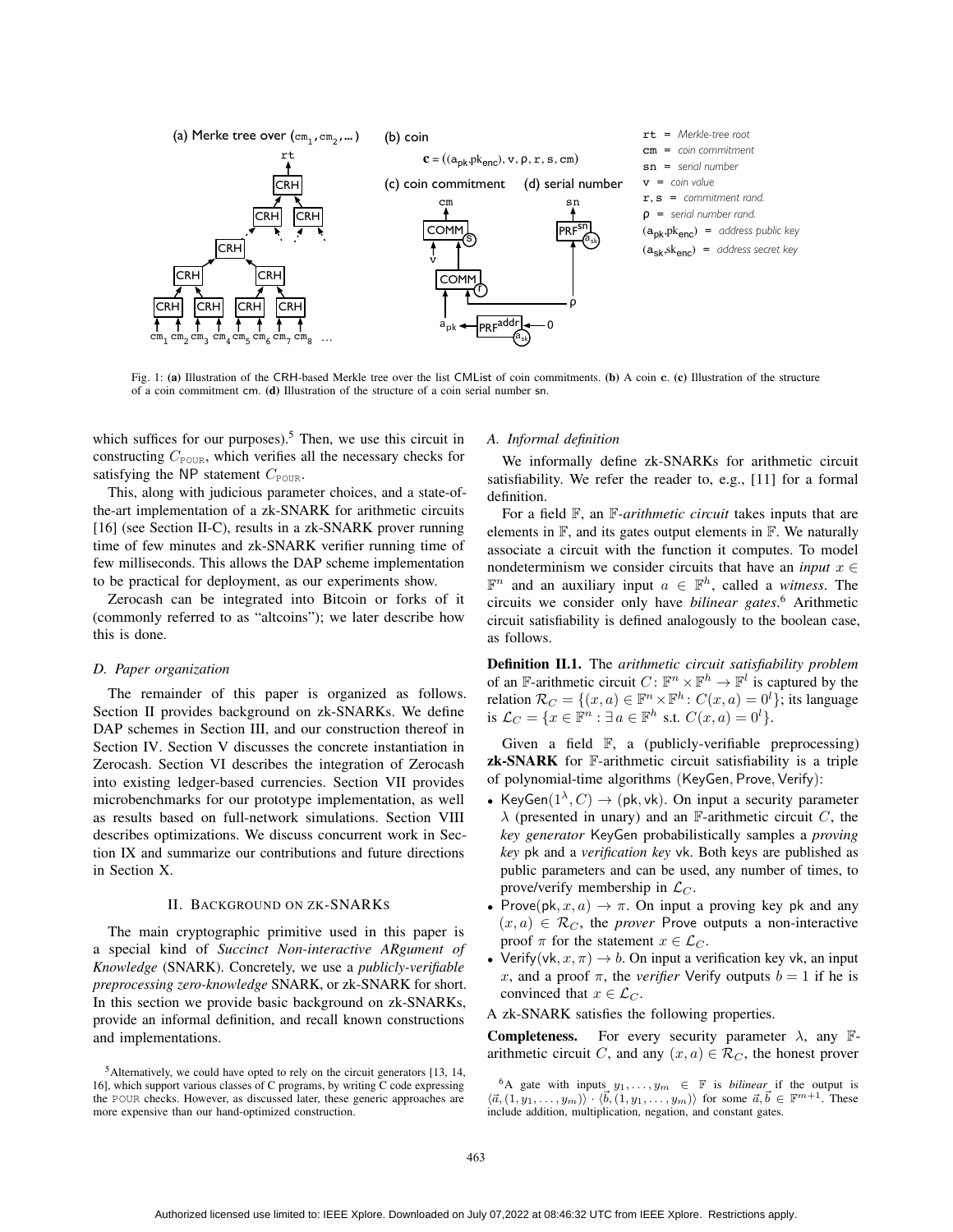Fig. 1: **(a)** Illustration of the CRH-based Merkle tree over the list CMList of coin commitments. **(b)** A coin **c**. **(c)** Illustration of the structure of a coin commitment cm. **(d)** Illustration of the structure of a coin serial number sn.

which suffices for our purposes).[5] Then, we use this circuit in constructing $C_{\text{POUR}}$, which verifies all the necessary checks for satisfying the NP statement $C_{\text{POUR}}$.

This, along with judicious parameter choices, and a state-of-the-art implementation of a zk-SNARK for arithmetic circuits [16] (see Section II-C), results in a zk-SNARK prover running time of few minutes and zk-SNARK verifier running time of few milliseconds. This allows the DAP scheme implementation to be practical for deployment, as our experiments show.

Zerocash can be integrated into Bitcoin or forks of it (commonly referred to as "altcoins"); we later describe how this is done.

### D. Paper organization

The remainder of this paper is organized as follows. Section II provides background on zk-SNARKs. We define DAP schemes in Section III, and our construction thereof in Section IV. Section V discusses the concrete instantiation in Zerocash. Section VI describes the integration of Zerocash into existing ledger-based currencies. Section VII provides microbenchmarks for our prototype implementation, as well as results based on full-network simulations. Section VIII describes optimizations. We discuss concurrent work in Section IX and summarize our contributions and future directions in Section X.

## II. Background on zk-SNARKs

The main cryptographic primitive used in this paper is a special kind of *Succinct Non-interactive ARgument of Knowledge* (SNARK). Concretely, we use a *publicly-verifiable preprocessing zero-knowledge* SNARK, or zk-SNARK for short. In this section we provide basic background on zk-SNARKs, provide an informal definition, and recall known constructions and implementations.

### A. Informal definition

We informally define zk-SNARKs for arithmetic circuit satisfiability. We refer the reader to, e.g., [11] for a formal definition.

For a field $\mathbb{F}$, an $\mathbb{F}$-*arithmetic circuit* takes inputs that are elements in $\mathbb{F}$, and its gates output elements in $\mathbb{F}$. We naturally associate a circuit with the function it computes. To model nondeterminism we consider circuits that have an *input* $x \in \mathbb{F}^n$ and an auxiliary input $a \in \mathbb{F}^h$, called a *witness*. The circuits we consider only have *bilinear gates*.[6] Arithmetic circuit satisfiability is defined analogously to the boolean case, as follows.

**Definition II.1.** The *arithmetic circuit satisfiability problem* of an $\mathbb{F}$-arithmetic circuit $C \colon \mathbb{F}^n \times \mathbb{F}^h \to \mathbb{F}^l$ is captured by the relation $\mathcal{R}_C = \{(x, a) \in \mathbb{F}^n \times \mathbb{F}^h \colon C(x, a) = 0^l\}$; its language is $\mathcal{L}_C = \{x \in \mathbb{F}^n : \exists\, a \in \mathbb{F}^h \text{ s.t. } C(x, a) = 0^l\}$.

Given a field $\mathbb{F}$, a (publicly-verifiable preprocessing) **zk-SNARK** for $\mathbb{F}$-arithmetic circuit satisfiability is a triple of polynomial-time algorithms (KeyGen, Prove, Verify):

- $\mathsf{KeyGen}(1^\lambda, C) \to (\mathsf{pk}, \mathsf{vk})$. On input a security parameter $\lambda$ (presented in unary) and an $\mathbb{F}$-arithmetic circuit $C$, the *key generator* KeyGen probabilistically samples a *proving key* pk and a *verification key* vk. Both keys are published as public parameters and can be used, any number of times, to prove/verify membership in $\mathcal{L}_C$.
- $\mathsf{Prove}(\mathsf{pk}, x, a) \to \pi$. On input a proving key pk and any $(x, a) \in \mathcal{R}_C$, the *prover* Prove outputs a non-interactive proof $\pi$ for the statement $x \in \mathcal{L}_C$.
- $\mathsf{Verify}(\mathsf{vk}, x, \pi) \to b$. On input a verification key vk, an input $x$, and a proof $\pi$, the *verifier* Verify outputs $b = 1$ if he is convinced that $x \in \mathcal{L}_C$.

A zk-SNARK satisfies the following properties.

**Completeness.** For every security parameter $\lambda$, any $\mathbb{F}$-arithmetic circuit $C$, and any $(x, a) \in \mathcal{R}_C$, the honest prover

[5] Alternatively, we could have opted to rely on the circuit generators [13, 14, 16], which support various classes of C programs, by writing C code expressing the POUR checks. However, as discussed later, these generic approaches are more expensive than our hand-optimized construction.

[6] A gate with inputs $y_1, \ldots, y_m \in \mathbb{F}$ is *bilinear* if the output is $\langle \vec{a}, (1, y_1, \ldots, y_m) \rangle \cdot \langle \vec{b}, (1, y_1, \ldots, y_m) \rangle$ for some $\vec{a}, \vec{b} \in \mathbb{F}^{m+1}$. These include addition, multiplication, negation, and constant gates.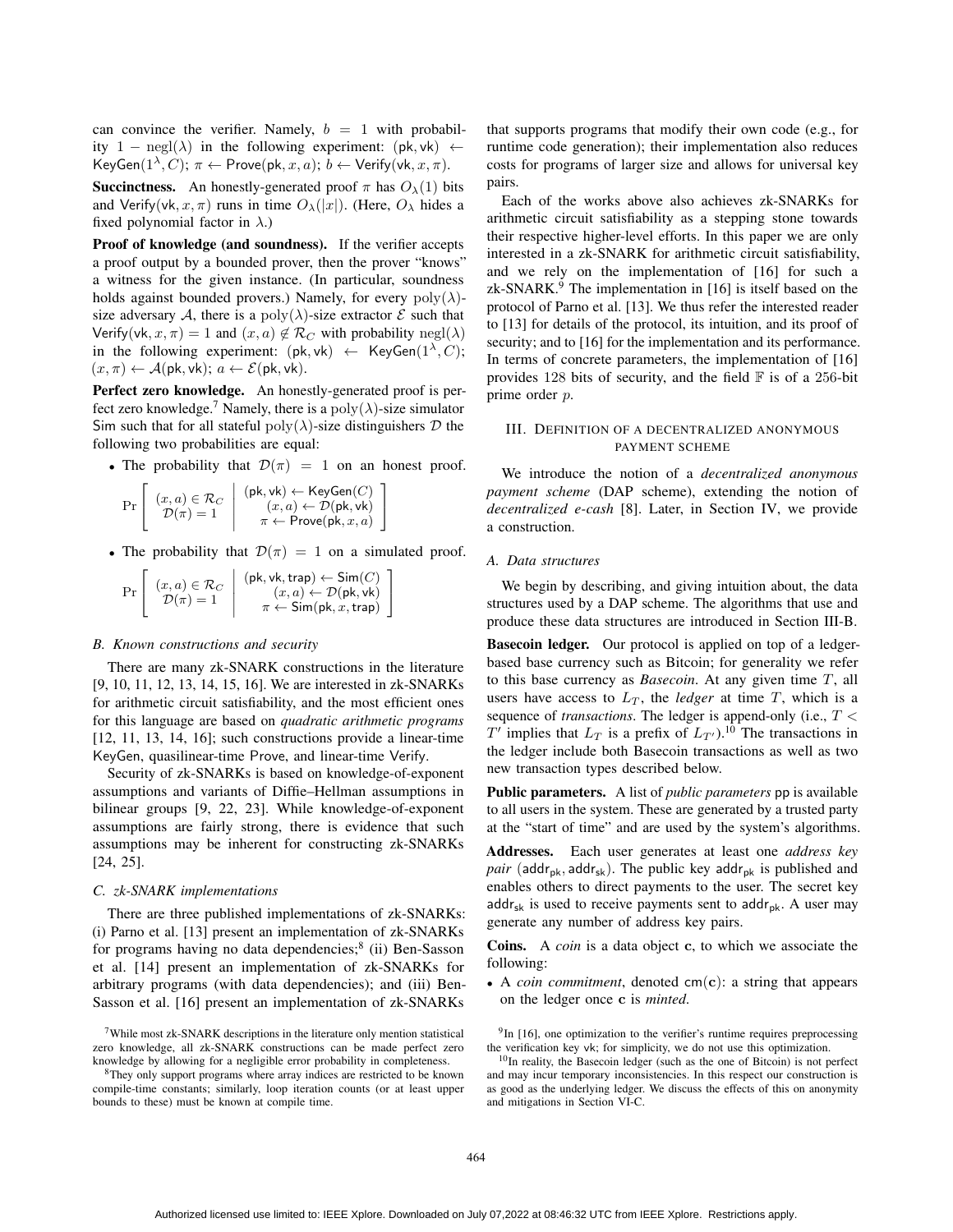can convince the verifier. Namely, $b = 1$ with probability $1 - \text{negl}(\lambda)$ in the following experiment: $(\mathsf{pk}, \mathsf{vk}) \leftarrow \mathsf{KeyGen}(1^\lambda, C)$; $\pi \leftarrow \mathsf{Prove}(\mathsf{pk}, x, a)$; $b \leftarrow \mathsf{Verify}(\mathsf{vk}, x, \pi)$.

**Succinctness.** An honestly-generated proof $\pi$ has $O_\lambda(1)$ bits and $\mathsf{Verify}(\mathsf{vk}, x, \pi)$ runs in time $O_\lambda(|x|)$. (Here, $O_\lambda$ hides a fixed polynomial factor in $\lambda$.)

**Proof of knowledge (and soundness).** If the verifier accepts a proof output by a bounded prover, then the prover "knows" a witness for the given instance. (In particular, soundness holds against bounded provers.) Namely, for every $\text{poly}(\lambda)$-size adversary $\mathcal{A}$, there is a $\text{poly}(\lambda)$-size extractor $\mathcal{E}$ such that $\mathsf{Verify}(\mathsf{vk}, x, \pi) = 1$ and $(x, a) \notin \mathcal{R}_C$ with probability $\text{negl}(\lambda)$ in the following experiment: $(\mathsf{pk}, \mathsf{vk}) \leftarrow \mathsf{KeyGen}(1^\lambda, C)$; $(x, \pi) \leftarrow \mathcal{A}(\mathsf{pk}, \mathsf{vk})$; $a \leftarrow \mathcal{E}(\mathsf{pk}, \mathsf{vk})$.

**Perfect zero knowledge.** An honestly-generated proof is perfect zero knowledge.[7] Namely, there is a $\text{poly}(\lambda)$-size simulator $\mathsf{Sim}$ such that for all stateful $\text{poly}(\lambda)$-size distinguishers $\mathcal{D}$ the following two probabilities are equal:

- The probability that $\mathcal{D}(\pi) = 1$ on an honest proof.

$$\Pr\left[ \begin{array}{c} (x,a) \in \mathcal{R}_C \\ \mathcal{D}(\pi) = 1 \end{array} \middle| \begin{array}{r} (\mathsf{pk}, \mathsf{vk}) \leftarrow \mathsf{KeyGen}(C) \\ (x, a) \leftarrow \mathcal{D}(\mathsf{pk}, \mathsf{vk}) \\ \pi \leftarrow \mathsf{Prove}(\mathsf{pk}, x, a) \end{array} \right]$$

- The probability that $\mathcal{D}(\pi) = 1$ on a simulated proof.

$$\Pr\left[ \begin{array}{c} (x,a) \in \mathcal{R}_C \\ \mathcal{D}(\pi) = 1 \end{array} \middle| \begin{array}{r} (\mathsf{pk}, \mathsf{vk}, \mathsf{trap}) \leftarrow \mathsf{Sim}(C) \\ (x, a) \leftarrow \mathcal{D}(\mathsf{pk}, \mathsf{vk}) \\ \pi \leftarrow \mathsf{Sim}(\mathsf{pk}, x, \mathsf{trap}) \end{array} \right]$$

### B. Known constructions and security

There are many zk-SNARK constructions in the literature [9, 10, 11, 12, 13, 14, 15, 16]. We are interested in zk-SNARKs for arithmetic circuit satisfiability, and the most efficient ones for this language are based on *quadratic arithmetic programs* [12, 11, 13, 14, 16]; such constructions provide a linear-time KeyGen, quasilinear-time Prove, and linear-time Verify.

Security of zk-SNARKs is based on knowledge-of-exponent assumptions and variants of Diffie–Hellman assumptions in bilinear groups [9, 22, 23]. While knowledge-of-exponent assumptions are fairly strong, there is evidence that such assumptions may be inherent for constructing zk-SNARKs [24, 25].

### C. zk-SNARK implementations

There are three published implementations of zk-SNARKs: (i) Parno et al. [13] present an implementation of zk-SNARKs for programs having no data dependencies;[8] (ii) Ben-Sasson et al. [14] present an implementation of zk-SNARKs for arbitrary programs (with data dependencies); and (iii) Ben-Sasson et al. [16] present an implementation of zk-SNARKs that supports programs that modify their own code (e.g., for runtime code generation); their implementation also reduces costs for programs of larger size and allows for universal key pairs.

Each of the works above also achieves zk-SNARKs for arithmetic circuit satisfiability as a stepping stone towards their respective higher-level efforts. In this paper we are only interested in a zk-SNARK for arithmetic circuit satisfiability, and we rely on the implementation of [16] for such a zk-SNARK.[9] The implementation in [16] is itself based on the protocol of Parno et al. [13]. We thus refer the interested reader to [13] for details of the protocol, its intuition, and its proof of security; and to [16] for the implementation and its performance. In terms of concrete parameters, the implementation of [16] provides 128 bits of security, and the field $\mathbb{F}$ is of a 256-bit prime order $p$.

## III. Definition of a decentralized anonymous payment scheme

We introduce the notion of a *decentralized anonymous payment scheme* (DAP scheme), extending the notion of *decentralized e-cash* [8]. Later, in Section IV, we provide a construction.

### A. Data structures

We begin by describing, and giving intuition about, the data structures used by a DAP scheme. The algorithms that use and produce these data structures are introduced in Section III-B.

**Basecoin ledger.** Our protocol is applied on top of a ledger-based base currency such as Bitcoin; for generality we refer to this base currency as *Basecoin*. At any given time $T$, all users have access to $L_T$, the *ledger* at time $T$, which is a sequence of *transactions*. The ledger is append-only (i.e., $T < T'$ implies that $L_T$ is a prefix of $L_{T'}$).[10] The transactions in the ledger include both Basecoin transactions as well as two new transaction types described below.

**Public parameters.** A list of *public parameters* pp is available to all users in the system. These are generated by a trusted party at the "start of time" and are used by the system's algorithms.

**Addresses.** Each user generates at least one *address key pair* $(\mathsf{addr}_{\mathsf{pk}}, \mathsf{addr}_{\mathsf{sk}})$. The public key $\mathsf{addr}_{\mathsf{pk}}$ is published and enables others to direct payments to the user. The secret key $\mathsf{addr}_{\mathsf{sk}}$ is used to receive payments sent to $\mathsf{addr}_{\mathsf{pk}}$. A user may generate any number of address key pairs.

**Coins.** A *coin* is a data object $\mathbf{c}$, to which we associate the following:

- A *coin commitment*, denoted $\mathsf{cm}(\mathbf{c})$: a string that appears on the ledger once $\mathbf{c}$ is *minted*.

[7] While most zk-SNARK descriptions in the literature only mention statistical zero knowledge, all zk-SNARK constructions can be made perfect zero knowledge by allowing for a negligible error probability in completeness.

[8] They only support programs where array indices are restricted to be known compile-time constants; similarly, loop iteration counts (or at least upper bounds to these) must be known at compile time.

[9] In [16], one optimization to the verifier's runtime requires preprocessing the verification key vk; for simplicity, we do not use this optimization.

[10] In reality, the Basecoin ledger (such as the one of Bitcoin) is not perfect and may incur temporary inconsistencies. In this respect our construction is as good as the underlying ledger. We discuss the effects of this on anonymity and mitigations in Section VI-C.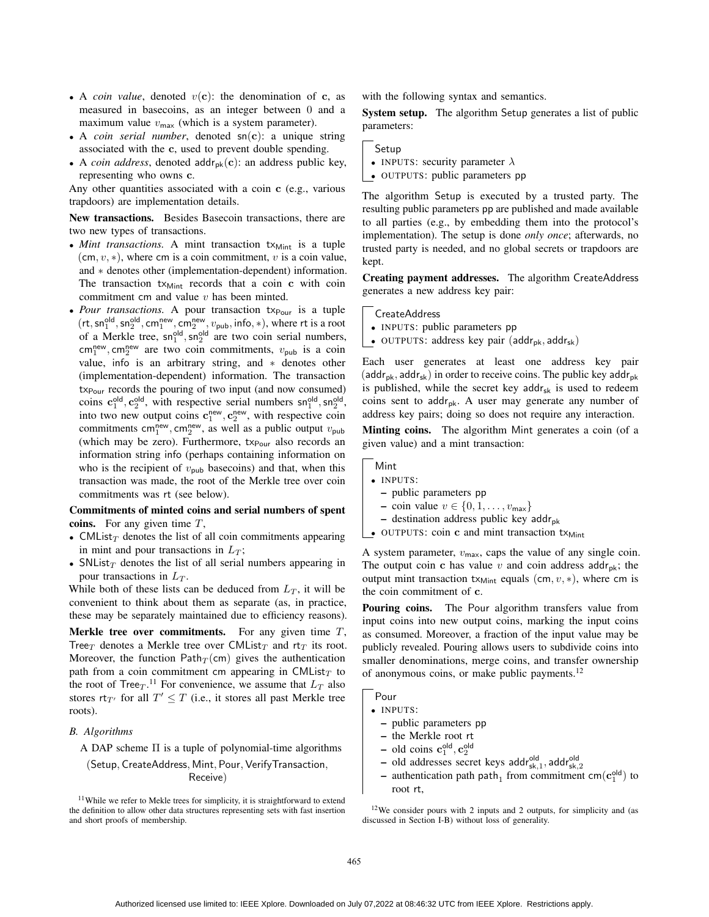- A *coin value*, denoted $v(\mathbf{c})$: the denomination of $\mathbf{c}$, as measured in basecoins, as an integer between 0 and a maximum value $v_{\mathsf{max}}$ (which is a system parameter).
- A *coin serial number*, denoted $\mathsf{sn}(\mathbf{c})$: a unique string associated with the $\mathbf{c}$, used to prevent double spending.
- A *coin address*, denoted $\mathsf{addr}_{\mathsf{pk}}(\mathbf{c})$: an address public key, representing who owns $\mathbf{c}$.

Any other quantities associated with a coin $\mathbf{c}$ (e.g., various trapdoors) are implementation details.

**New transactions.** Besides Basecoin transactions, there are two new types of transactions.

- *Mint transactions.* A mint transaction $\mathsf{tx}_{\mathsf{Mint}}$ is a tuple $(\mathsf{cm}, v, *)$, where $\mathsf{cm}$ is a coin commitment, $v$ is a coin value, and $*$ denotes other (implementation-dependent) information. The transaction $\mathsf{tx}_{\mathsf{Mint}}$ records that a coin $\mathbf{c}$ with coin commitment $\mathsf{cm}$ and value $v$ has been minted.
- *Pour transactions.* A pour transaction $\mathsf{tx}_{\mathsf{Pour}}$ is a tuple $(\mathsf{rt}, \mathsf{sn}_1^{\mathsf{old}}, \mathsf{sn}_2^{\mathsf{old}}, \mathsf{cm}_1^{\mathsf{new}}, \mathsf{cm}_2^{\mathsf{new}}, v_{\mathsf{pub}}, \mathsf{info}, *)$, where $\mathsf{rt}$ is a root of a Merkle tree, $\mathsf{sn}_1^{\mathsf{old}}, \mathsf{sn}_2^{\mathsf{old}}$ are two coin serial numbers, $\mathsf{cm}_1^{\mathsf{new}}, \mathsf{cm}_2^{\mathsf{new}}$ are two coin commitments, $v_{\mathsf{pub}}$ is a coin value, $\mathsf{info}$ is an arbitrary string, and $*$ denotes other (implementation-dependent) information. The transaction $\mathsf{tx}_{\mathsf{Pour}}$ records the pouring of two input (and now consumed) coins $\mathbf{c}_1^{\mathsf{old}}, \mathbf{c}_2^{\mathsf{old}}$, with respective serial numbers $\mathsf{sn}_1^{\mathsf{old}}, \mathsf{sn}_2^{\mathsf{old}}$, into two new output coins $\mathbf{c}_1^{\mathsf{new}}, \mathbf{c}_2^{\mathsf{new}}$, with respective coin commitments $\mathsf{cm}_1^{\mathsf{new}}, \mathsf{cm}_2^{\mathsf{new}}$, as well as a public output $v_{\mathsf{pub}}$ (which may be zero). Furthermore, $\mathsf{tx}_{\mathsf{Pour}}$ also records an information string $\mathsf{info}$ (perhaps containing information on who is the recipient of $v_{\mathsf{pub}}$ basecoins) and that, when this transaction was made, the root of the Merkle tree over coin commitments was $\mathsf{rt}$ (see below).

**Commitments of minted coins and serial numbers of spent coins.** For any given time $T$,

- $\mathsf{CMList}_T$ denotes the list of all coin commitments appearing in mint and pour transactions in $L_T$;
- $\mathsf{SNList}_T$ denotes the list of all serial numbers appearing in pour transactions in $L_T$.

While both of these lists can be deduced from $L_T$, it will be convenient to think about them as separate (as, in practice, these may be separately maintained due to efficiency reasons).

**Merkle tree over commitments.** For any given time $T$, $\mathsf{Tree}_T$ denotes a Merkle tree over $\mathsf{CMList}_T$ and $\mathsf{rt}_T$ its root. Moreover, the function $\mathsf{Path}_T(\mathsf{cm})$ gives the authentication path from a coin commitment $\mathsf{cm}$ appearing in $\mathsf{CMList}_T$ to the root of $\mathsf{Tree}_T$.[11] For convenience, we assume that $L_T$ also stores $\mathsf{rt}_{T'}$ for all $T' \leq T$ (i.e., it stores all past Merkle tree roots).

### *B. Algorithms*

A DAP scheme $\Pi$ is a tuple of polynomial-time algorithms

$$(\mathsf{Setup}, \mathsf{CreateAddress}, \mathsf{Mint}, \mathsf{Pour}, \mathsf{VerifyTransaction}, \mathsf{Receive})$$

with the following syntax and semantics.

**System setup.** The algorithm Setup generates a list of public parameters:

> Setup
> - INPUTS: security parameter $\lambda$
> - OUTPUTS: public parameters pp

The algorithm Setup is executed by a trusted party. The resulting public parameters pp are published and made available to all parties (e.g., by embedding them into the protocol's implementation). The setup is done *only once*; afterwards, no trusted party is needed, and no global secrets or trapdoors are kept.

**Creating payment addresses.** The algorithm CreateAddress generates a new address key pair:

> CreateAddress
> - INPUTS: public parameters pp
> - OUTPUTS: address key pair $(\mathsf{addr}_{\mathsf{pk}}, \mathsf{addr}_{\mathsf{sk}})$

Each user generates at least one address key pair $(\mathsf{addr}_{\mathsf{pk}}, \mathsf{addr}_{\mathsf{sk}})$ in order to receive coins. The public key $\mathsf{addr}_{\mathsf{pk}}$ is published, while the secret key $\mathsf{addr}_{\mathsf{sk}}$ is used to redeem coins sent to $\mathsf{addr}_{\mathsf{pk}}$. A user may generate any number of address key pairs; doing so does not require any interaction.

**Minting coins.** The algorithm Mint generates a coin (of a given value) and a mint transaction:

> Mint
> - INPUTS:
>   - public parameters pp
>   - coin value $v \in \{0, 1, \ldots, v_{\mathsf{max}}\}$
>   - destination address public key $\mathsf{addr}_{\mathsf{pk}}$
> - OUTPUTS: coin $\mathbf{c}$ and mint transaction $\mathsf{tx}_{\mathsf{Mint}}$

A system parameter, $v_{\mathsf{max}}$, caps the value of any single coin. The output coin $\mathbf{c}$ has value $v$ and coin address $\mathsf{addr}_{\mathsf{pk}}$; the output mint transaction $\mathsf{tx}_{\mathsf{Mint}}$ equals $(\mathsf{cm}, v, *)$, where $\mathsf{cm}$ is the coin commitment of $\mathbf{c}$.

**Pouring coins.** The Pour algorithm transfers value from input coins into new output coins, marking the input coins as consumed. Moreover, a fraction of the input value may be publicly revealed. Pouring allows users to subdivide coins into smaller denominations, merge coins, and transfer ownership of anonymous coins, or make public payments.[12]

> Pour
> - INPUTS:
>   - public parameters pp
>   - the Merkle root rt
>   - old coins $\mathbf{c}_1^{\mathsf{old}}, \mathbf{c}_2^{\mathsf{old}}$
>   - old addresses secret keys $\mathsf{addr}_{\mathsf{sk},1}^{\mathsf{old}}, \mathsf{addr}_{\mathsf{sk},2}^{\mathsf{old}}$
>   - authentication path $\mathsf{path}_1$ from commitment $\mathsf{cm}(\mathbf{c}_1^{\mathsf{old}})$ to root rt,

[11] While we refer to Mekle trees for simplicity, it is straightforward to extend the definition to allow other data structures representing sets with fast insertion and short proofs of membership.

[12] We consider pours with 2 inputs and 2 outputs, for simplicity and (as discussed in Section I-B) without loss of generality.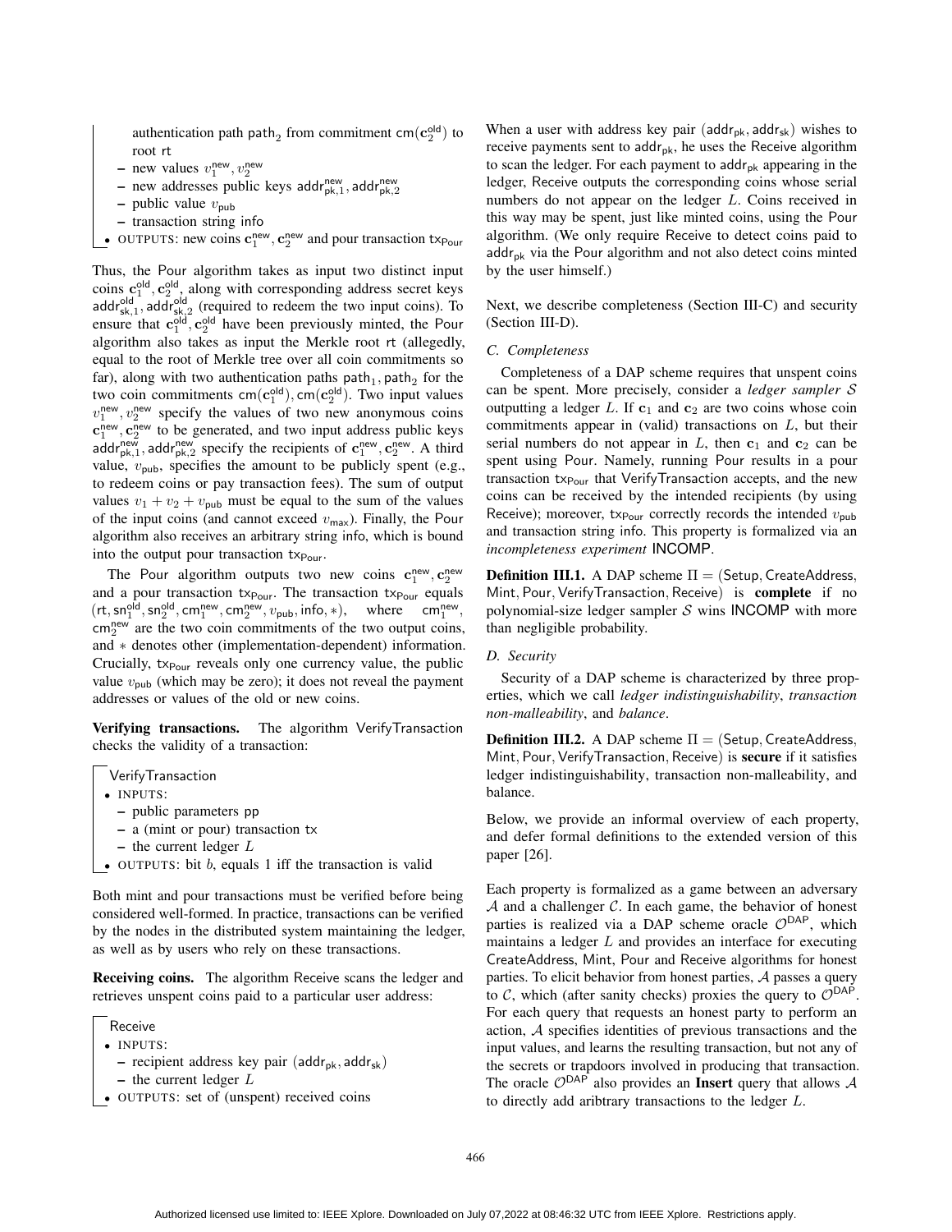authentication path $\mathsf{path}_2$ from commitment $\mathsf{cm}(\mathbf{c}_2^{\mathsf{old}})$ to root $\mathsf{rt}$
  - new values $v_1^{\mathsf{new}}, v_2^{\mathsf{new}}$
  - new addresses public keys $\mathsf{addr}_{\mathsf{pk},1}^{\mathsf{new}}, \mathsf{addr}_{\mathsf{pk},2}^{\mathsf{new}}$
  - public value $v_{\mathsf{pub}}$
  - transaction string $\mathsf{info}$
- OUTPUTS: new coins $\mathbf{c}_1^{\mathsf{new}}, \mathbf{c}_2^{\mathsf{new}}$ and pour transaction $\mathsf{tx}_{\mathsf{Pour}}$

Thus, the Pour algorithm takes as input two distinct input coins $\mathbf{c}_1^{\mathsf{old}}, \mathbf{c}_2^{\mathsf{old}}$, along with corresponding address secret keys $\mathsf{addr}_{\mathsf{sk},1}^{\mathsf{old}}, \mathsf{addr}_{\mathsf{sk},2}^{\mathsf{old}}$ (required to redeem the two input coins). To ensure that $\mathbf{c}_1^{\mathsf{old}}, \mathbf{c}_2^{\mathsf{old}}$ have been previously minted, the Pour algorithm also takes as input the Merkle root $\mathsf{rt}$ (allegedly, equal to the root of Merkle tree over all coin commitments so far), along with two authentication paths $\mathsf{path}_1, \mathsf{path}_2$ for the two coin commitments $\mathsf{cm}(\mathbf{c}_1^{\mathsf{old}}), \mathsf{cm}(\mathbf{c}_2^{\mathsf{old}})$. Two input values $v_1^{\mathsf{new}}, v_2^{\mathsf{new}}$ specify the values of two new anonymous coins $\mathbf{c}_1^{\mathsf{new}}, \mathbf{c}_2^{\mathsf{new}}$ to be generated, and two input address public keys $\mathsf{addr}_{\mathsf{pk},1}^{\mathsf{new}}, \mathsf{addr}_{\mathsf{pk},2}^{\mathsf{new}}$ specify the recipients of $\mathbf{c}_1^{\mathsf{new}}, \mathbf{c}_2^{\mathsf{new}}$. A third value, $v_{\mathsf{pub}}$, specifies the amount to be publicly spent (e.g., to redeem coins or pay transaction fees). The sum of output values $v_1 + v_2 + v_{\mathsf{pub}}$ must be equal to the sum of the values of the input coins (and cannot exceed $v_{\mathsf{max}}$). Finally, the Pour algorithm also receives an arbitrary string $\mathsf{info}$, which is bound into the output pour transaction $\mathsf{tx}_{\mathsf{Pour}}$.

The Pour algorithm outputs two new coins $\mathbf{c}_1^{\mathsf{new}}, \mathbf{c}_2^{\mathsf{new}}$ and a pour transaction $\mathsf{tx}_{\mathsf{Pour}}$. The transaction $\mathsf{tx}_{\mathsf{Pour}}$ equals $(\mathsf{rt}, \mathsf{sn}_1^{\mathsf{old}}, \mathsf{sn}_2^{\mathsf{old}}, \mathsf{cm}_1^{\mathsf{new}}, \mathsf{cm}_2^{\mathsf{new}}, v_{\mathsf{pub}}, \mathsf{info}, *)$, where $\mathsf{cm}_1^{\mathsf{new}}$, $\mathsf{cm}_2^{\mathsf{new}}$ are the two coin commitments of the two output coins, and $*$ denotes other (implementation-dependent) information. Crucially, $\mathsf{tx}_{\mathsf{Pour}}$ reveals only one currency value, the public value $v_{\mathsf{pub}}$ (which may be zero); it does not reveal the payment addresses or values of the old or new coins.

**Verifying transactions.** The algorithm VerifyTransaction checks the validity of a transaction:

VerifyTransaction
- INPUTS:
  - public parameters $\mathsf{pp}$
  - a (mint or pour) transaction $\mathsf{tx}$
  - the current ledger $L$
- OUTPUTS: bit $b$, equals 1 iff the transaction is valid

Both mint and pour transactions must be verified before being considered well-formed. In practice, transactions can be verified by the nodes in the distributed system maintaining the ledger, as well as by users who rely on these transactions.

**Receiving coins.** The algorithm Receive scans the ledger and retrieves unspent coins paid to a particular user address:

Receive
- INPUTS:
  - recipient address key pair $(\mathsf{addr}_{\mathsf{pk}}, \mathsf{addr}_{\mathsf{sk}})$
  - the current ledger $L$
- OUTPUTS: set of (unspent) received coins

When a user with address key pair $(\mathsf{addr}_{\mathsf{pk}}, \mathsf{addr}_{\mathsf{sk}})$ wishes to receive payments sent to $\mathsf{addr}_{\mathsf{pk}}$, he uses the Receive algorithm to scan the ledger. For each payment to $\mathsf{addr}_{\mathsf{pk}}$ appearing in the ledger, Receive outputs the corresponding coins whose serial numbers do not appear on the ledger $L$. Coins received in this way may be spent, just like minted coins, using the Pour algorithm. (We only require Receive to detect coins paid to $\mathsf{addr}_{\mathsf{pk}}$ via the Pour algorithm and not also detect coins minted by the user himself.)

Next, we describe completeness (Section III-C) and security (Section III-D).

### C. Completeness

Completeness of a DAP scheme requires that unspent coins can be spent. More precisely, consider a *ledger sampler* $\mathcal{S}$ outputting a ledger $L$. If $\mathbf{c}_1$ and $\mathbf{c}_2$ are two coins whose coin commitments appear in (valid) transactions on $L$, but their serial numbers do not appear in $L$, then $\mathbf{c}_1$ and $\mathbf{c}_2$ can be spent using Pour. Namely, running Pour results in a pour transaction $\mathsf{tx}_{\mathsf{Pour}}$ that VerifyTransaction accepts, and the new coins can be received by the intended recipients (by using Receive); moreover, $\mathsf{tx}_{\mathsf{Pour}}$ correctly records the intended $v_{\mathsf{pub}}$ and transaction string info. This property is formalized via an *incompleteness experiment* INCOMP.

**Definition III.1.** A DAP scheme $\Pi = (\mathsf{Setup}, \mathsf{CreateAddress}, \mathsf{Mint}, \mathsf{Pour}, \mathsf{VerifyTransaction}, \mathsf{Receive})$ is **complete** if no polynomial-size ledger sampler $\mathcal{S}$ wins INCOMP with more than negligible probability.

### D. Security

Security of a DAP scheme is characterized by three properties, which we call *ledger indistinguishability*, *transaction non-malleability*, and *balance*.

**Definition III.2.** A DAP scheme $\Pi = (\mathsf{Setup}, \mathsf{CreateAddress}, \mathsf{Mint}, \mathsf{Pour}, \mathsf{VerifyTransaction}, \mathsf{Receive})$ is **secure** if it satisfies ledger indistinguishability, transaction non-malleability, and balance.

Below, we provide an informal overview of each property, and defer formal definitions to the extended version of this paper [26].

Each property is formalized as a game between an adversary $\mathcal{A}$ and a challenger $\mathcal{C}$. In each game, the behavior of honest parties is realized via a DAP scheme oracle $\mathcal{O}^{\mathsf{DAP}}$, which maintains a ledger $L$ and provides an interface for executing CreateAddress, Mint, Pour and Receive algorithms for honest parties. To elicit behavior from honest parties, $\mathcal{A}$ passes a query to $\mathcal{C}$, which (after sanity checks) proxies the query to $\mathcal{O}^{\mathsf{DAP}}$. For each query that requests an honest party to perform an action, $\mathcal{A}$ specifies identities of previous transactions and the input values, and learns the resulting transaction, but not any of the secrets or trapdoors involved in producing that transaction. The oracle $\mathcal{O}^{\mathsf{DAP}}$ also provides an **Insert** query that allows $\mathcal{A}$ to directly add aribtrary transactions to the ledger $L$.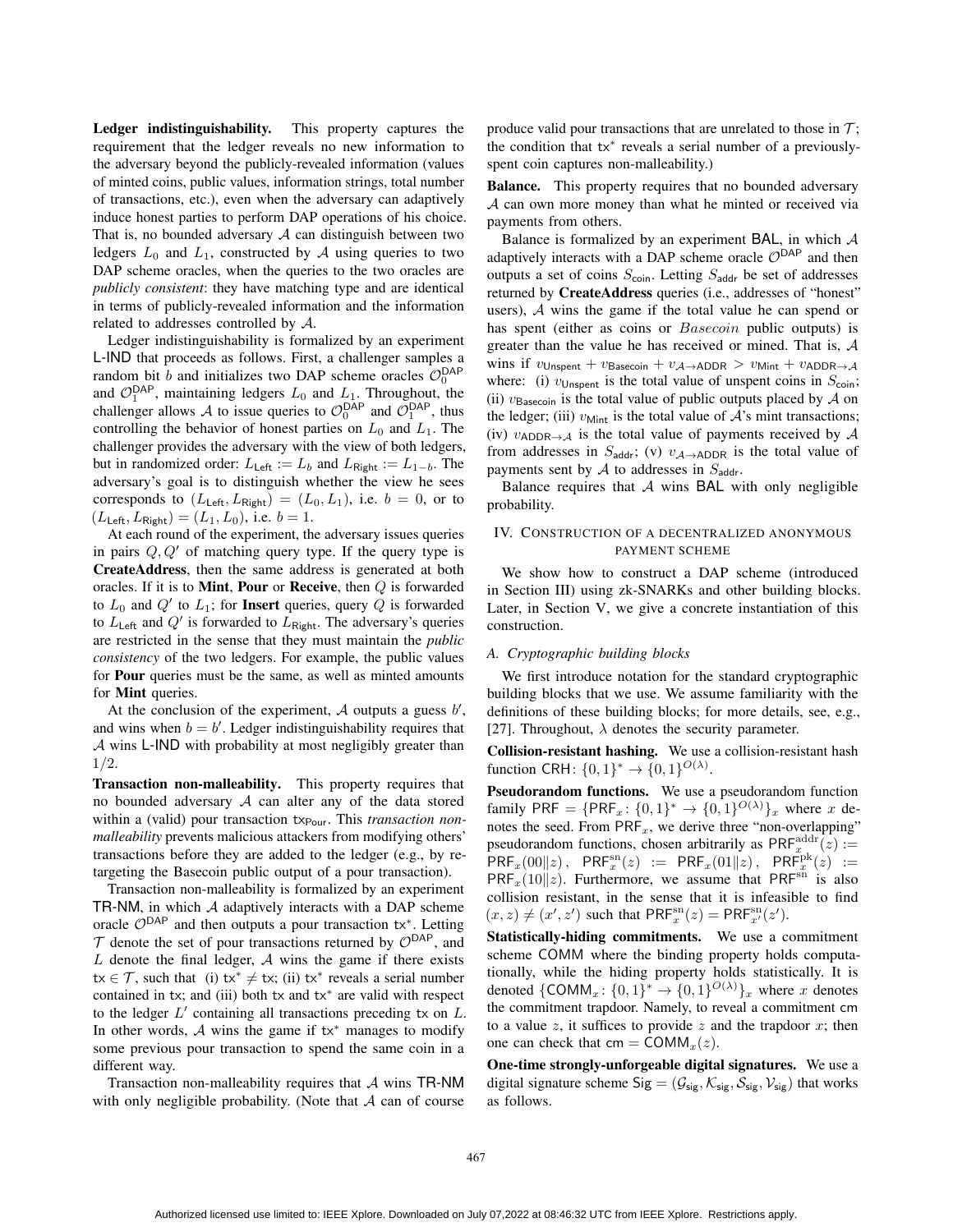**Ledger indistinguishability.** This property captures the requirement that the ledger reveals no new information to the adversary beyond the publicly-revealed information (values of minted coins, public values, information strings, total number of transactions, etc.), even when the adversary can adaptively induce honest parties to perform DAP operations of his choice. That is, no bounded adversary $\mathcal{A}$ can distinguish between two ledgers $L_0$ and $L_1$, constructed by $\mathcal{A}$ using queries to two DAP scheme oracles, when the queries to the two oracles are *publicly consistent*: they have matching type and are identical in terms of publicly-revealed information and the information related to addresses controlled by $\mathcal{A}$.

Ledger indistinguishability is formalized by an experiment L-IND that proceeds as follows. First, a challenger samples a random bit $b$ and initializes two DAP scheme oracles $\mathcal{O}_0^{\mathsf{DAP}}$ and $\mathcal{O}_1^{\mathsf{DAP}}$, maintaining ledgers $L_0$ and $L_1$. Throughout, the challenger allows $\mathcal{A}$ to issue queries to $\mathcal{O}_0^{\mathsf{DAP}}$ and $\mathcal{O}_1^{\mathsf{DAP}}$, thus controlling the behavior of honest parties on $L_0$ and $L_1$. The challenger provides the adversary with the view of both ledgers, but in randomized order: $L_{\mathsf{Left}} := L_b$ and $L_{\mathsf{Right}} := L_{1-b}$. The adversary's goal is to distinguish whether the view he sees corresponds to $(L_{\mathsf{Left}}, L_{\mathsf{Right}}) = (L_0, L_1)$, i.e. $b = 0$, or to $(L_{\mathsf{Left}}, L_{\mathsf{Right}}) = (L_1, L_0)$, i.e. $b = 1$.

At each round of the experiment, the adversary issues queries in pairs $Q, Q'$ of matching query type. If the query type is **CreateAddress**, then the same address is generated at both oracles. If it is to **Mint**, **Pour** or **Receive**, then $Q$ is forwarded to $L_0$ and $Q'$ to $L_1$; for **Insert** queries, query $Q$ is forwarded to $L_{\mathsf{Left}}$ and $Q'$ is forwarded to $L_{\mathsf{Right}}$. The adversary's queries are restricted in the sense that they must maintain the *public consistency* of the two ledgers. For example, the public values for **Pour** queries must be the same, as well as minted amounts for **Mint** queries.

At the conclusion of the experiment, $\mathcal{A}$ outputs a guess $b'$, and wins when $b = b'$. Ledger indistinguishability requires that $\mathcal{A}$ wins L-IND with probability at most negligibly greater than $1/2$.

**Transaction non-malleability.** This property requires that no bounded adversary $\mathcal{A}$ can alter any of the data stored within a (valid) pour transaction $\mathsf{tx}_{\mathsf{Pour}}$. This *transaction non-malleability* prevents malicious attackers from modifying others' transactions before they are added to the ledger (e.g., by re-targeting the Basecoin public output of a pour transaction).

Transaction non-malleability is formalized by an experiment TR-NM, in which $\mathcal{A}$ adaptively interacts with a DAP scheme oracle $\mathcal{O}^{\mathsf{DAP}}$ and then outputs a pour transaction $\mathsf{tx}^*$. Letting $\mathcal{T}$ denote the set of pour transactions returned by $\mathcal{O}^{\mathsf{DAP}}$, and $L$ denote the final ledger, $\mathcal{A}$ wins the game if there exists $\mathsf{tx} \in \mathcal{T}$, such that (i) $\mathsf{tx}^* \neq \mathsf{tx}$; (ii) $\mathsf{tx}^*$ reveals a serial number contained in $\mathsf{tx}$; and (iii) both $\mathsf{tx}$ and $\mathsf{tx}^*$ are valid with respect to the ledger $L'$ containing all transactions preceding $\mathsf{tx}$ on $L$. In other words, $\mathcal{A}$ wins the game if $\mathsf{tx}^*$ manages to modify some previous pour transaction to spend the same coin in a different way.

Transaction non-malleability requires that $\mathcal{A}$ wins TR-NM with only negligible probability. (Note that $\mathcal{A}$ can of course produce valid pour transactions that are unrelated to those in $\mathcal{T}$; the condition that $\mathsf{tx}^*$ reveals a serial number of a previously-spent coin captures non-malleability.)

**Balance.** This property requires that no bounded adversary $\mathcal{A}$ can own more money than what he minted or received via payments from others.

Balance is formalized by an experiment BAL, in which $\mathcal{A}$ adaptively interacts with a DAP scheme oracle $\mathcal{O}^{\mathsf{DAP}}$ and then outputs a set of coins $S_{\mathsf{coin}}$. Letting $S_{\mathsf{addr}}$ be set of addresses returned by **CreateAddress** queries (i.e., addresses of "honest" users), $\mathcal{A}$ wins the game if the total value he can spend or has spent (either as coins or *Basecoin* public outputs) is greater than the value he has received or mined. That is, $\mathcal{A}$ wins if $v_{\mathsf{Unspent}} + v_{\mathsf{Basecoin}} + v_{\mathcal{A}\rightarrow\mathsf{ADDR}} > v_{\mathsf{Mint}} + v_{\mathsf{ADDR}\rightarrow\mathcal{A}}$ where: (i) $v_{\mathsf{Unspent}}$ is the total value of unspent coins in $S_{\mathsf{coin}}$; (ii) $v_{\mathsf{Basecoin}}$ is the total value of public outputs placed by $\mathcal{A}$ on the ledger; (iii) $v_{\mathsf{Mint}}$ is the total value of $\mathcal{A}$'s mint transactions; (iv) $v_{\mathsf{ADDR}\rightarrow\mathcal{A}}$ is the total value of payments received by $\mathcal{A}$ from addresses in $S_{\mathsf{addr}}$; (v) $v_{\mathcal{A}\rightarrow\mathsf{ADDR}}$ is the total value of payments sent by $\mathcal{A}$ to addresses in $S_{\mathsf{addr}}$.

Balance requires that $\mathcal{A}$ wins BAL with only negligible probability.

## IV. Construction of a decentralized anonymous payment scheme

We show how to construct a DAP scheme (introduced in Section III) using zk-SNARKs and other building blocks. Later, in Section V, we give a concrete instantiation of this construction.

### A. Cryptographic building blocks

We first introduce notation for the standard cryptographic building blocks that we use. We assume familiarity with the definitions of these building blocks; for more details, see, e.g., [27]. Throughout, $\lambda$ denotes the security parameter.

**Collision-resistant hashing.** We use a collision-resistant hash function $\mathsf{CRH}\colon \{0,1\}^* \rightarrow \{0,1\}^{O(\lambda)}$.

**Pseudorandom functions.** We use a pseudorandom function family $\mathsf{PRF} = \{\mathsf{PRF}_x\colon \{0,1\}^* \rightarrow \{0,1\}^{O(\lambda)}\}_x$ where $x$ denotes the seed. From $\mathsf{PRF}_x$, we derive three "non-overlapping" pseudorandom functions, chosen arbitrarily as $\mathsf{PRF}_x^{\mathrm{addr}}(z) := \mathsf{PRF}_x(00\|z)$, $\mathsf{PRF}_x^{\mathrm{sn}}(z) := \mathsf{PRF}_x(01\|z)$, $\mathsf{PRF}_x^{\mathrm{pk}}(z) := \mathsf{PRF}_x(10\|z)$. Furthermore, we assume that $\mathsf{PRF}^{\mathrm{sn}}$ is also collision resistant, in the sense that it is infeasible to find $(x, z) \neq (x', z')$ such that $\mathsf{PRF}_x^{\mathrm{sn}}(z) = \mathsf{PRF}_{x'}^{\mathrm{sn}}(z')$.

**Statistically-hiding commitments.** We use a commitment scheme COMM where the binding property holds computationally, while the hiding property holds statistically. It is denoted $\{\mathsf{COMM}_x\colon \{0,1\}^* \rightarrow \{0,1\}^{O(\lambda)}\}_x$ where $x$ denotes the commitment trapdoor. Namely, to reveal a commitment $\mathsf{cm}$ to a value $z$, it suffices to provide $z$ and the trapdoor $x$; then one can check that $\mathsf{cm} = \mathsf{COMM}_x(z)$.

**One-time strongly-unforgeable digital signatures.** We use a digital signature scheme $\mathsf{Sig} = (\mathcal{G}_{\mathsf{sig}}, \mathcal{K}_{\mathsf{sig}}, \mathcal{S}_{\mathsf{sig}}, \mathcal{V}_{\mathsf{sig}})$ that works as follows.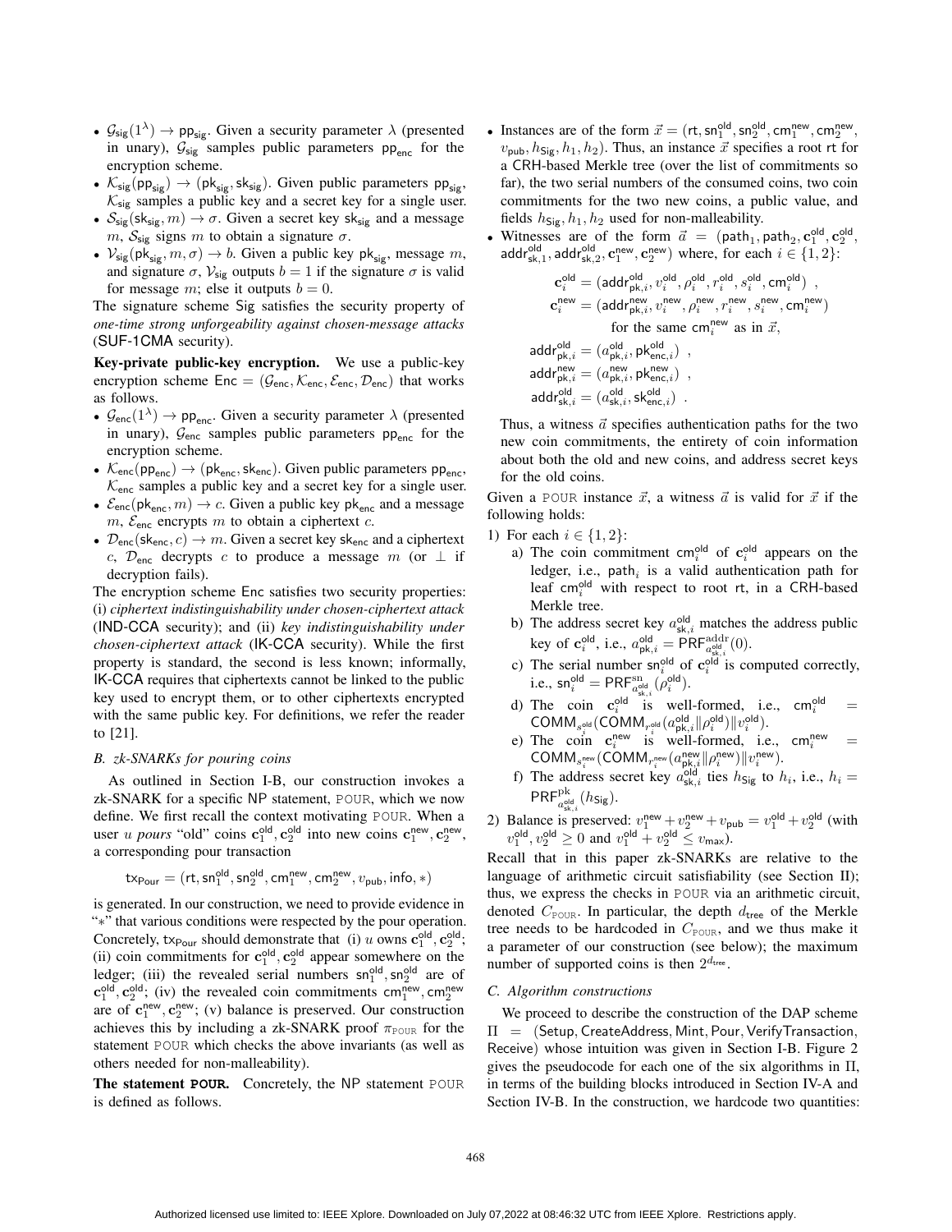- $\mathcal{G}_{\mathsf{sig}}(1^\lambda) \to \mathsf{pp}_{\mathsf{sig}}$. Given a security parameter $\lambda$ (presented in unary), $\mathcal{G}_{\mathsf{sig}}$ samples public parameters $\mathsf{pp}_{\mathsf{enc}}$ for the encryption scheme.
- $\mathcal{K}_{\mathsf{sig}}(\mathsf{pp}_{\mathsf{sig}}) \to (\mathsf{pk}_{\mathsf{sig}}, \mathsf{sk}_{\mathsf{sig}})$. Given public parameters $\mathsf{pp}_{\mathsf{sig}}$, $\mathcal{K}_{\mathsf{sig}}$ samples a public key and a secret key for a single user.
- $\mathcal{S}_{\mathsf{sig}}(\mathsf{sk}_{\mathsf{sig}}, m) \to \sigma$. Given a secret key $\mathsf{sk}_{\mathsf{sig}}$ and a message $m$, $\mathcal{S}_{\mathsf{sig}}$ signs $m$ to obtain a signature $\sigma$.
- $\mathcal{V}_{\mathsf{sig}}(\mathsf{pk}_{\mathsf{sig}}, m, \sigma) \to b$. Given a public key $\mathsf{pk}_{\mathsf{sig}}$, message $m$, and signature $\sigma$, $\mathcal{V}_{\mathsf{sig}}$ outputs $b = 1$ if the signature $\sigma$ is valid for message $m$; else it outputs $b = 0$.

The signature scheme Sig satisfies the security property of *one-time strong unforgeability against chosen-message attacks* (SUF-1CMA security).

**Key-private public-key encryption.** We use a public-key encryption scheme $\mathsf{Enc} = (\mathcal{G}_{\mathsf{enc}}, \mathcal{K}_{\mathsf{enc}}, \mathcal{E}_{\mathsf{enc}}, \mathcal{D}_{\mathsf{enc}})$ that works as follows.

- $\mathcal{G}_{\mathsf{enc}}(1^\lambda) \to \mathsf{pp}_{\mathsf{enc}}$. Given a security parameter $\lambda$ (presented in unary), $\mathcal{G}_{\mathsf{enc}}$ samples public parameters $\mathsf{pp}_{\mathsf{enc}}$ for the encryption scheme.
- $\mathcal{K}_{\mathsf{enc}}(\mathsf{pp}_{\mathsf{enc}}) \to (\mathsf{pk}_{\mathsf{enc}}, \mathsf{sk}_{\mathsf{enc}})$. Given public parameters $\mathsf{pp}_{\mathsf{enc}}$, $\mathcal{K}_{\mathsf{enc}}$ samples a public key and a secret key for a single user.
- $\mathcal{E}_{\mathsf{enc}}(\mathsf{pk}_{\mathsf{enc}}, m) \to c$. Given a public key $\mathsf{pk}_{\mathsf{enc}}$ and a message $m$, $\mathcal{E}_{\mathsf{enc}}$ encrypts $m$ to obtain a ciphertext $c$.
- $\mathcal{D}_{\mathsf{enc}}(\mathsf{sk}_{\mathsf{enc}}, c) \to m$. Given a secret key $\mathsf{sk}_{\mathsf{enc}}$ and a ciphertext $c$, $\mathcal{D}_{\mathsf{enc}}$ decrypts $c$ to produce a message $m$ (or $\perp$ if decryption fails).

The encryption scheme Enc satisfies two security properties: (i) *ciphertext indistinguishability under chosen-ciphertext attack* (IND-CCA security); and (ii) *key indistinguishability under chosen-ciphertext attack* (IK-CCA security). While the first property is standard, the second is less known; informally, IK-CCA requires that ciphertexts cannot be linked to the public key used to encrypt them, or to other ciphertexts encrypted with the same public key. For definitions, we refer the reader to [21].

### B. zk-SNARKs for pouring coins

As outlined in Section I-B, our construction invokes a zk-SNARK for a specific NP statement, POUR, which we now define. We first recall the context motivating POUR. When a user $u$ *pours* "old" coins $\mathbf{c}_1^{\mathsf{old}}, \mathbf{c}_2^{\mathsf{old}}$ into new coins $\mathbf{c}_1^{\mathsf{new}}, \mathbf{c}_2^{\mathsf{new}}$, a corresponding pour transaction

$$\mathsf{tx}_{\mathsf{Pour}} = (\mathsf{rt}, \mathsf{sn}_1^{\mathsf{old}}, \mathsf{sn}_2^{\mathsf{old}}, \mathsf{cm}_1^{\mathsf{new}}, \mathsf{cm}_2^{\mathsf{new}}, v_{\mathsf{pub}}, \mathsf{info}, *)$$

is generated. In our construction, we need to provide evidence in "$*$" that various conditions were respected by the pour operation. Concretely, $\mathsf{tx}_{\mathsf{Pour}}$ should demonstrate that (i) $u$ owns $\mathbf{c}_1^{\mathsf{old}}, \mathbf{c}_2^{\mathsf{old}}$; (ii) coin commitments for $\mathbf{c}_1^{\mathsf{old}}, \mathbf{c}_2^{\mathsf{old}}$ appear somewhere on the ledger; (iii) the revealed serial numbers $\mathsf{sn}_1^{\mathsf{old}}, \mathsf{sn}_2^{\mathsf{old}}$ are of $\mathbf{c}_1^{\mathsf{old}}, \mathbf{c}_2^{\mathsf{old}}$; (iv) the revealed coin commitments $\mathsf{cm}_1^{\mathsf{new}}, \mathsf{cm}_2^{\mathsf{new}}$ are of $\mathbf{c}_1^{\mathsf{new}}, \mathbf{c}_2^{\mathsf{new}}$; (v) balance is preserved. Our construction achieves this by including a zk-SNARK proof $\pi_{\mathrm{POUR}}$ for the statement POUR which checks the above invariants (as well as others needed for non-malleability).

**The statement POUR.** Concretely, the NP statement POUR is defined as follows.

- Instances are of the form $\vec{x} = (\mathsf{rt}, \mathsf{sn}_1^{\mathsf{old}}, \mathsf{sn}_2^{\mathsf{old}}, \mathsf{cm}_1^{\mathsf{new}}, \mathsf{cm}_2^{\mathsf{new}}, v_{\mathsf{pub}}, h_{\mathsf{Sig}}, h_1, h_2)$. Thus, an instance $\vec{x}$ specifies a root $\mathsf{rt}$ for a CRH-based Merkle tree (over the list of commitments so far), the two serial numbers of the consumed coins, two coin commitments for the two new coins, a public value, and fields $h_{\mathsf{Sig}}, h_1, h_2$ used for non-malleability.
- Witnesses are of the form $\vec{a} = (\mathsf{path}_1, \mathsf{path}_2, \mathbf{c}_1^{\mathsf{old}}, \mathbf{c}_2^{\mathsf{old}}, \mathsf{addr}_{\mathsf{sk},1}^{\mathsf{old}}, \mathsf{addr}_{\mathsf{sk},2}^{\mathsf{old}}, \mathbf{c}_1^{\mathsf{new}}, \mathbf{c}_2^{\mathsf{new}})$ where, for each $i \in \{1, 2\}$:

$$\mathbf{c}_i^{\mathsf{old}} = (\mathsf{addr}_{\mathsf{pk},i}^{\mathsf{old}}, v_i^{\mathsf{old}}, \rho_i^{\mathsf{old}}, r_i^{\mathsf{old}}, s_i^{\mathsf{old}}, \mathsf{cm}_i^{\mathsf{old}}) \ ,$$
$$\mathbf{c}_i^{\mathsf{new}} = (\mathsf{addr}_{\mathsf{pk},i}^{\mathsf{new}}, v_i^{\mathsf{new}}, \rho_i^{\mathsf{new}}, r_i^{\mathsf{new}}, s_i^{\mathsf{new}}, \mathsf{cm}_i^{\mathsf{new}})$$
$$\text{for the same } \mathsf{cm}_i^{\mathsf{new}} \text{ as in } \vec{x},$$
$$\mathsf{addr}_{\mathsf{pk},i}^{\mathsf{old}} = (a_{\mathsf{pk},i}^{\mathsf{old}}, \mathsf{pk}_{\mathsf{enc},i}^{\mathsf{old}}) \ ,$$
$$\mathsf{addr}_{\mathsf{pk},i}^{\mathsf{new}} = (a_{\mathsf{pk},i}^{\mathsf{new}}, \mathsf{pk}_{\mathsf{enc},i}^{\mathsf{new}}) \ ,$$
$$\mathsf{addr}_{\mathsf{sk},i}^{\mathsf{old}} = (a_{\mathsf{sk},i}^{\mathsf{old}}, \mathsf{sk}_{\mathsf{enc},i}^{\mathsf{old}}) \ .$$

  Thus, a witness $\vec{a}$ specifies authentication paths for the two new coin commitments, the entirety of coin information about both the old and new coins, and address secret keys for the old coins.

Given a POUR instance $\vec{x}$, a witness $\vec{a}$ is valid for $\vec{x}$ if the following holds:

1) For each $i \in \{1, 2\}$:
   a) The coin commitment $\mathsf{cm}_i^{\mathsf{old}}$ of $\mathbf{c}_i^{\mathsf{old}}$ appears on the ledger, i.e., $\mathsf{path}_i$ is a valid authentication path for leaf $\mathsf{cm}_i^{\mathsf{old}}$ with respect to root $\mathsf{rt}$, in a CRH-based Merkle tree.
   b) The address secret key $a_{\mathsf{sk},i}^{\mathsf{old}}$ matches the address public key of $\mathbf{c}_i^{\mathsf{old}}$, i.e., $a_{\mathsf{pk},i}^{\mathsf{old}} = \mathsf{PRF}^{\mathrm{addr}}_{a_{\mathsf{sk},i}^{\mathsf{old}}}(0)$.
   c) The serial number $\mathsf{sn}_i^{\mathsf{old}}$ of $\mathbf{c}_i^{\mathsf{old}}$ is computed correctly, i.e., $\mathsf{sn}_i^{\mathsf{old}} = \mathsf{PRF}^{\mathrm{sn}}_{a_{\mathsf{sk},i}^{\mathsf{old}}}(\rho_i^{\mathsf{old}})$.
   d) The coin $\mathbf{c}_i^{\mathsf{old}}$ is well-formed, i.e., $\mathsf{cm}_i^{\mathsf{old}} = \mathsf{COMM}_{s_i^{\mathsf{old}}}(\mathsf{COMM}_{r_i^{\mathsf{old}}}(a_{\mathsf{pk},i}^{\mathsf{old}} \| \rho_i^{\mathsf{old}}) \| v_i^{\mathsf{old}})$.
   e) The coin $\mathbf{c}_i^{\mathsf{new}}$ is well-formed, i.e., $\mathsf{cm}_i^{\mathsf{new}} = \mathsf{COMM}_{s_i^{\mathsf{new}}}(\mathsf{COMM}_{r_i^{\mathsf{new}}}(a_{\mathsf{pk},i}^{\mathsf{new}} \| \rho_i^{\mathsf{new}}) \| v_i^{\mathsf{new}})$.
   f) The address secret key $a_{\mathsf{sk},i}^{\mathsf{old}}$ ties $h_{\mathsf{Sig}}$ to $h_i$, i.e., $h_i = \mathsf{PRF}^{\mathrm{pk}}_{a_{\mathsf{sk},i}^{\mathsf{old}}}(h_{\mathsf{Sig}})$.
2) Balance is preserved: $v_1^{\mathsf{new}} + v_2^{\mathsf{new}} + v_{\mathsf{pub}} = v_1^{\mathsf{old}} + v_2^{\mathsf{old}}$ (with $v_1^{\mathsf{old}}, v_2^{\mathsf{old}} \geq 0$ and $v_1^{\mathsf{old}} + v_2^{\mathsf{old}} \leq v_{\mathsf{max}}$).

Recall that in this paper zk-SNARKs are relative to the language of arithmetic circuit satisfiability (see Section II); thus, we express the checks in POUR via an arithmetic circuit, denoted $C_{\mathrm{POUR}}$. In particular, the depth $d_{\mathsf{tree}}$ of the Merkle tree needs to be hardcoded in $C_{\mathrm{POUR}}$, and we thus make it a parameter of our construction (see below); the maximum number of supported coins is then $2^{d_{\mathsf{tree}}}$.

### C. Algorithm constructions

We proceed to describe the construction of the DAP scheme $\Pi$ = (Setup, CreateAddress, Mint, Pour, VerifyTransaction, Receive) whose intuition was given in Section I-B. Figure 2 gives the pseudocode for each one of the six algorithms in $\Pi$, in terms of the building blocks introduced in Section IV-A and Section IV-B. In the construction, we hardcode two quantities: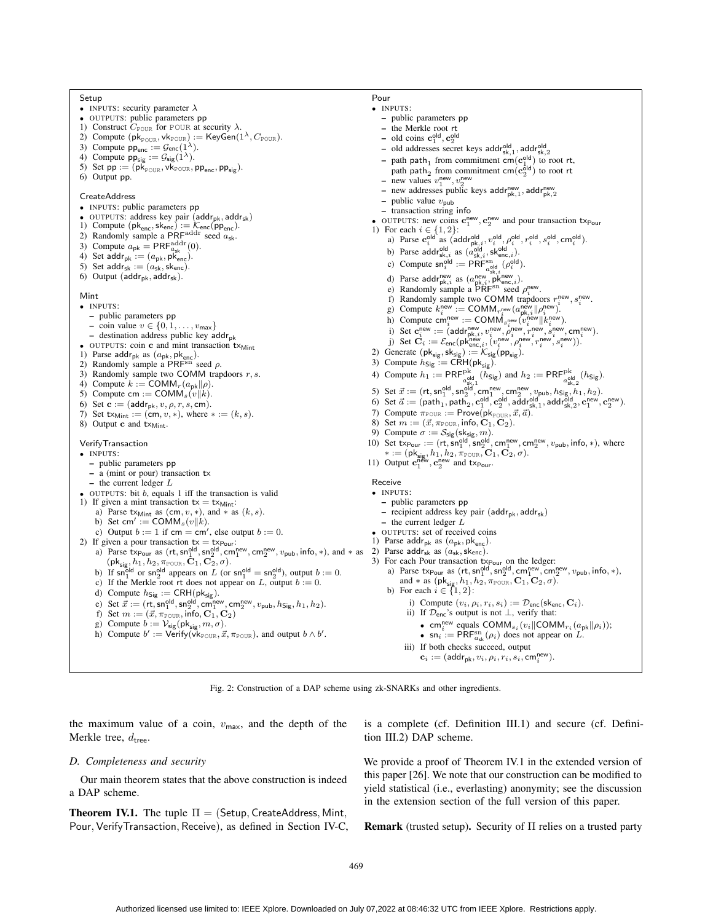**Setup**

- INPUTS: security parameter $\lambda$
- OUTPUTS: public parameters $\mathsf{pp}$

1) Construct $C_{\text{POUR}}$ for POUR at security $\lambda$.
2) Compute $(\mathsf{pk}_{\text{POUR}}, \mathsf{vk}_{\text{POUR}}) := \mathsf{KeyGen}(1^\lambda, C_{\text{POUR}})$.
3) Compute $\mathsf{pp}_{\mathsf{enc}} := \mathcal{G}_{\mathsf{enc}}(1^\lambda)$.
4) Compute $\mathsf{pp}_{\mathsf{sig}} := \mathcal{G}_{\mathsf{sig}}(1^\lambda)$.
5) Set $\mathsf{pp} := (\mathsf{pk}_{\text{POUR}}, \mathsf{vk}_{\text{POUR}}, \mathsf{pp}_{\mathsf{enc}}, \mathsf{pp}_{\mathsf{sig}})$.
6) Output $\mathsf{pp}$.

**CreateAddress**

- INPUTS: public parameters $\mathsf{pp}$
- OUTPUTS: address key pair $(\mathsf{addr}_{\mathsf{pk}}, \mathsf{addr}_{\mathsf{sk}})$

1) Compute $(\mathsf{pk}_{\mathsf{enc}}, \mathsf{sk}_{\mathsf{enc}}) := \mathcal{K}_{\mathsf{enc}}(\mathsf{pp}_{\mathsf{enc}})$.
2) Randomly sample a $\mathsf{PRF}^{\text{addr}}$ seed $a_{\mathsf{sk}}$.
3) Compute $a_{\mathsf{pk}} = \mathsf{PRF}^{\text{addr}}_{a_{\mathsf{sk}}}(0)$.
4) Set $\mathsf{addr}_{\mathsf{pk}} := (a_{\mathsf{pk}}, \mathsf{pk}_{\mathsf{enc}})$.
5) Set $\mathsf{addr}_{\mathsf{sk}} := (a_{\mathsf{sk}}, \mathsf{sk}_{\mathsf{enc}})$.
6) Output $(\mathsf{addr}_{\mathsf{pk}}, \mathsf{addr}_{\mathsf{sk}})$.

**Mint**

- INPUTS:
  - public parameters $\mathsf{pp}$
  - coin value $v \in \{0, 1, \ldots, v_{\mathsf{max}}\}$
  - destination address public key $\mathsf{addr}_{\mathsf{pk}}$
- OUTPUTS: coin $\mathbf{c}$ and mint transaction $\mathsf{tx}_{\mathsf{Mint}}$

1) Parse $\mathsf{addr}_{\mathsf{pk}}$ as $(a_{\mathsf{pk}}, \mathsf{pk}_{\mathsf{enc}})$.
2) Randomly sample a $\mathsf{PRF}^{\text{sn}}$ seed $\rho$.
3) Randomly sample two $\mathsf{COMM}$ trapdoors $r, s$.
4) Compute $k := \mathsf{COMM}_r(a_{\mathsf{pk}} \| \rho)$.
5) Compute $\mathsf{cm} := \mathsf{COMM}_s(v \| k)$.
6) Set $\mathbf{c} := (\mathsf{addr}_{\mathsf{pk}}, v, \rho, r, s, \mathsf{cm})$.
7) Set $\mathsf{tx}_{\mathsf{Mint}} := (\mathsf{cm}, v, *)$, where $* := (k, s)$.
8) Output $\mathbf{c}$ and $\mathsf{tx}_{\mathsf{Mint}}$.

**VerifyTransaction**

- INPUTS:
  - public parameters $\mathsf{pp}$
  - a (mint or pour) transaction $\mathsf{tx}$
  - the current ledger $L$
- OUTPUTS: bit $b$, equals 1 iff the transaction is valid

1) If given a mint transaction $\mathsf{tx} = \mathsf{tx}_{\mathsf{Mint}}$:
   a) Parse $\mathsf{tx}_{\mathsf{Mint}}$ as $(\mathsf{cm}, v, *)$, and $*$ as $(k, s)$.
   b) Set $\mathsf{cm}' := \mathsf{COMM}_s(v \| k)$.
   c) Output $b := 1$ if $\mathsf{cm} = \mathsf{cm}'$, else output $b := 0$.
2) If given a pour transaction $\mathsf{tx} = \mathsf{tx}_{\mathsf{Pour}}$:
   a) Parse $\mathsf{tx}_{\mathsf{Pour}}$ as $(\mathsf{rt}, \mathsf{sn}_1^{\mathsf{old}}, \mathsf{sn}_2^{\mathsf{old}}, \mathsf{cm}_1^{\mathsf{new}}, \mathsf{cm}_2^{\mathsf{new}}, v_{\mathsf{pub}}, \mathsf{info}, *)$, and $*$ as $(\mathsf{pk}_{\mathsf{sig}}, h_1, h_2, \pi_{\text{POUR}}, \mathbf{C}_1, \mathbf{C}_2, \sigma)$.
   b) If $\mathsf{sn}_1^{\mathsf{old}}$ or $\mathsf{sn}_2^{\mathsf{old}}$ appears on $L$ (or $\mathsf{sn}_1^{\mathsf{old}} = \mathsf{sn}_2^{\mathsf{old}}$), output $b := 0$.
   c) If the Merkle root $\mathsf{rt}$ does not appear on $L$, output $b := 0$.
   d) Compute $h_{\mathsf{Sig}} := \mathsf{CRH}(\mathsf{pk}_{\mathsf{sig}})$.
   e) Set $\vec{x} := (\mathsf{rt}, \mathsf{sn}_1^{\mathsf{old}}, \mathsf{sn}_2^{\mathsf{old}}, \mathsf{cm}_1^{\mathsf{new}}, \mathsf{cm}_2^{\mathsf{new}}, v_{\mathsf{pub}}, h_{\mathsf{Sig}}, h_1, h_2)$.
   f) Set $m := (\vec{x}, \pi_{\text{POUR}}, \mathsf{info}, \mathbf{C}_1, \mathbf{C}_2)$
   g) Compute $b := \mathcal{V}_{\mathsf{sig}}(\mathsf{pk}_{\mathsf{sig}}, m, \sigma)$.
   h) Compute $b' := \mathsf{Verify}(\mathsf{vk}_{\text{POUR}}, \vec{x}, \pi_{\text{POUR}})$, and output $b \wedge b'$.

**Pour**

- INPUTS:
  - public parameters $\mathsf{pp}$
  - the Merkle root $\mathsf{rt}$
  - old coins $\mathbf{c}_1^{\mathsf{old}}, \mathbf{c}_2^{\mathsf{old}}$
  - old addresses secret keys $\mathsf{addr}_{\mathsf{sk},1}^{\mathsf{old}}, \mathsf{addr}_{\mathsf{sk},2}^{\mathsf{old}}$
  - path $\mathsf{path}_1$ from commitment $\mathsf{cm}(\mathbf{c}_1^{\mathsf{old}})$ to root $\mathsf{rt}$, path $\mathsf{path}_2$ from commitment $\mathsf{cm}(\mathbf{c}_2^{\mathsf{old}})$ to root $\mathsf{rt}$
  - new values $v_1^{\mathsf{new}}, v_2^{\mathsf{new}}$
  - new addresses public keys $\mathsf{addr}_{\mathsf{pk},1}^{\mathsf{new}}, \mathsf{addr}_{\mathsf{pk},2}^{\mathsf{new}}$
  - public value $v_{\mathsf{pub}}$
  - transaction string $\mathsf{info}$
- OUTPUTS: new coins $\mathbf{c}_1^{\mathsf{new}}, \mathbf{c}_2^{\mathsf{new}}$ and pour transaction $\mathsf{tx}_{\mathsf{Pour}}$

1) For each $i \in \{1, 2\}$:
   a) Parse $\mathbf{c}_i^{\mathsf{old}}$ as $(\mathsf{addr}_{\mathsf{pk},i}^{\mathsf{old}}, v_i^{\mathsf{old}}, \rho_i^{\mathsf{old}}, r_i^{\mathsf{old}}, s_i^{\mathsf{old}}, \mathsf{cm}_i^{\mathsf{old}})$.
   b) Parse $\mathsf{addr}_{\mathsf{sk},i}^{\mathsf{old}}$ as $(a_{\mathsf{sk},i}^{\mathsf{old}}, \mathsf{sk}_{\mathsf{enc},i}^{\mathsf{old}})$.
   c) Compute $\mathsf{sn}_i^{\mathsf{old}} := \mathsf{PRF}^{\text{sn}}_{a_{\mathsf{sk},i}^{\mathsf{old}}}(\rho_i^{\mathsf{old}})$.
   d) Parse $\mathsf{addr}_{\mathsf{pk},i}^{\mathsf{new}}$ as $(a_{\mathsf{pk},i}^{\mathsf{new}}, \mathsf{pk}_{\mathsf{enc},i}^{\mathsf{new}})$.
   e) Randomly sample a $\mathsf{PRF}^{\text{sn}}$ seed $\rho_i^{\mathsf{new}}$.
   f) Randomly sample two $\mathsf{COMM}$ trapdoors $r_i^{\mathsf{new}}, s_i^{\mathsf{new}}$.
   g) Compute $k_i^{\mathsf{new}} := \mathsf{COMM}_{r_i^{\mathsf{new}}}(a_{\mathsf{pk},i}^{\mathsf{new}} \| \rho_i^{\mathsf{new}})$.
   h) Compute $\mathsf{cm}_i^{\mathsf{new}} := \mathsf{COMM}_{s_i^{\mathsf{new}}}(v_i^{\mathsf{new}} \| k_i^{\mathsf{new}})$.
   i) Set $\mathbf{c}_i^{\mathsf{new}} := (\mathsf{addr}_{\mathsf{pk},i}^{\mathsf{new}}, v_i^{\mathsf{new}}, \rho_i^{\mathsf{new}}, r_i^{\mathsf{new}}, s_i^{\mathsf{new}}, \mathsf{cm}_i^{\mathsf{new}})$.
   j) Set $\mathbf{C}_i := \mathcal{E}_{\mathsf{enc}}(\mathsf{pk}_{\mathsf{enc},i}^{\mathsf{new}}, (v_i^{\mathsf{new}}, \rho_i^{\mathsf{new}}, r_i^{\mathsf{new}}, s_i^{\mathsf{new}}))$.
2) Generate $(\mathsf{pk}_{\mathsf{sig}}, \mathsf{sk}_{\mathsf{sig}}) := \mathcal{K}_{\mathsf{sig}}(\mathsf{pp}_{\mathsf{sig}})$.
3) Compute $h_{\mathsf{Sig}} := \mathsf{CRH}(\mathsf{pk}_{\mathsf{sig}})$.
4) Compute $h_1 := \mathsf{PRF}^{\text{pk}}_{a_{\mathsf{sk},1}^{\mathsf{old}}}(h_{\mathsf{Sig}})$ and $h_2 := \mathsf{PRF}^{\text{pk}}_{a_{\mathsf{sk},2}^{\mathsf{old}}}(h_{\mathsf{Sig}})$.
5) Set $\vec{x} := (\mathsf{rt}, \mathsf{sn}_1^{\mathsf{old}}, \mathsf{sn}_2^{\mathsf{old}}, \mathsf{cm}_1^{\mathsf{new}}, \mathsf{cm}_2^{\mathsf{new}}, v_{\mathsf{pub}}, h_{\mathsf{Sig}}, h_1, h_2)$.
6) Set $\vec{a} := (\mathsf{path}_1, \mathsf{path}_2, \mathbf{c}_1^{\mathsf{old}}, \mathbf{c}_2^{\mathsf{old}}, \mathsf{addr}_{\mathsf{sk},1}^{\mathsf{old}}, \mathsf{addr}_{\mathsf{sk},2}^{\mathsf{old}}, \mathbf{c}_1^{\mathsf{new}}, \mathbf{c}_2^{\mathsf{new}})$.
7) Compute $\pi_{\text{POUR}} := \mathsf{Prove}(\mathsf{pk}_{\text{POUR}}, \vec{x}, \vec{a})$.
8) Set $m := (\vec{x}, \pi_{\text{POUR}}, \mathsf{info}, \mathbf{C}_1, \mathbf{C}_2)$.
9) Compute $\sigma := \mathcal{S}_{\mathsf{sig}}(\mathsf{sk}_{\mathsf{sig}}, m)$.
10) Set $\mathsf{tx}_{\mathsf{Pour}} := (\mathsf{rt}, \mathsf{sn}_1^{\mathsf{old}}, \mathsf{sn}_2^{\mathsf{old}}, \mathsf{cm}_1^{\mathsf{new}}, \mathsf{cm}_2^{\mathsf{new}}, v_{\mathsf{pub}}, \mathsf{info}, *)$, where $* := (\mathsf{pk}_{\mathsf{sig}}, h_1, h_2, \pi_{\text{POUR}}, \mathbf{C}_1, \mathbf{C}_2, \sigma)$.
11) Output $\mathbf{c}_1^{\mathsf{new}}, \mathbf{c}_2^{\mathsf{new}}$ and $\mathsf{tx}_{\mathsf{Pour}}$.

**Receive**

- INPUTS:
  - public parameters $\mathsf{pp}$
  - recipient address key pair $(\mathsf{addr}_{\mathsf{pk}}, \mathsf{addr}_{\mathsf{sk}})$
  - the current ledger $L$
- OUTPUTS: set of received coins

1) Parse $\mathsf{addr}_{\mathsf{pk}}$ as $(a_{\mathsf{pk}}, \mathsf{pk}_{\mathsf{enc}})$.
2) Parse $\mathsf{addr}_{\mathsf{sk}}$ as $(a_{\mathsf{sk}}, \mathsf{sk}_{\mathsf{enc}})$.
3) For each Pour transaction $\mathsf{tx}_{\mathsf{Pour}}$ on the ledger:
   a) Parse $\mathsf{tx}_{\mathsf{Pour}}$ as $(\mathsf{rt}, \mathsf{sn}_1^{\mathsf{old}}, \mathsf{sn}_2^{\mathsf{old}}, \mathsf{cm}_1^{\mathsf{new}}, \mathsf{cm}_2^{\mathsf{new}}, v_{\mathsf{pub}}, \mathsf{info}, *)$, and $*$ as $(\mathsf{pk}_{\mathsf{sig}}, h_1, h_2, \pi_{\text{POUR}}, \mathbf{C}_1, \mathbf{C}_2, \sigma)$.
   b) For each $i \in \{1, 2\}$:
      i) Compute $(v_i, \rho_i, r_i, s_i) := \mathcal{D}_{\mathsf{enc}}(\mathsf{sk}_{\mathsf{enc}}, \mathbf{C}_i)$.
      ii) If $\mathcal{D}_{\mathsf{enc}}$'s output is not $\perp$, verify that:
         - $\mathsf{cm}_i^{\mathsf{new}}$ equals $\mathsf{COMM}_{s_i}(v_i \| \mathsf{COMM}_{r_i}(a_{\mathsf{pk}} \| \rho_i))$;
         - $\mathsf{sn}_i := \mathsf{PRF}^{\text{sn}}_{a_{\mathsf{sk}}}(\rho_i)$ does not appear on $L$.
      iii) If both checks succeed, output $\mathbf{c}_i := (\mathsf{addr}_{\mathsf{pk}}, v_i, \rho_i, r_i, s_i, \mathsf{cm}_i^{\mathsf{new}})$.

Fig. 2: Construction of a DAP scheme using zk-SNARKs and other ingredients.

the maximum value of a coin, $v_{\mathsf{max}}$, and the depth of the Merkle tree, $d_{\mathsf{tree}}$.

### *D. Completeness and security*

Our main theorem states that the above construction is indeed a DAP scheme.

**Theorem IV.1.** The tuple $\Pi = (\mathsf{Setup}, \mathsf{CreateAddress}, \mathsf{Mint}, \mathsf{Pour}, \mathsf{VerifyTransaction}, \mathsf{Receive})$, as defined in Section IV-C, is a complete (cf. Definition III.1) and secure (cf. Definition III.2) DAP scheme.

We provide a proof of Theorem IV.1 in the extended version of this paper [26]. We note that our construction can be modified to yield statistical (i.e., everlasting) anonymity; see the discussion in the extension section of the full version of this paper.

**Remark** (trusted setup)**.** Security of $\Pi$ relies on a trusted party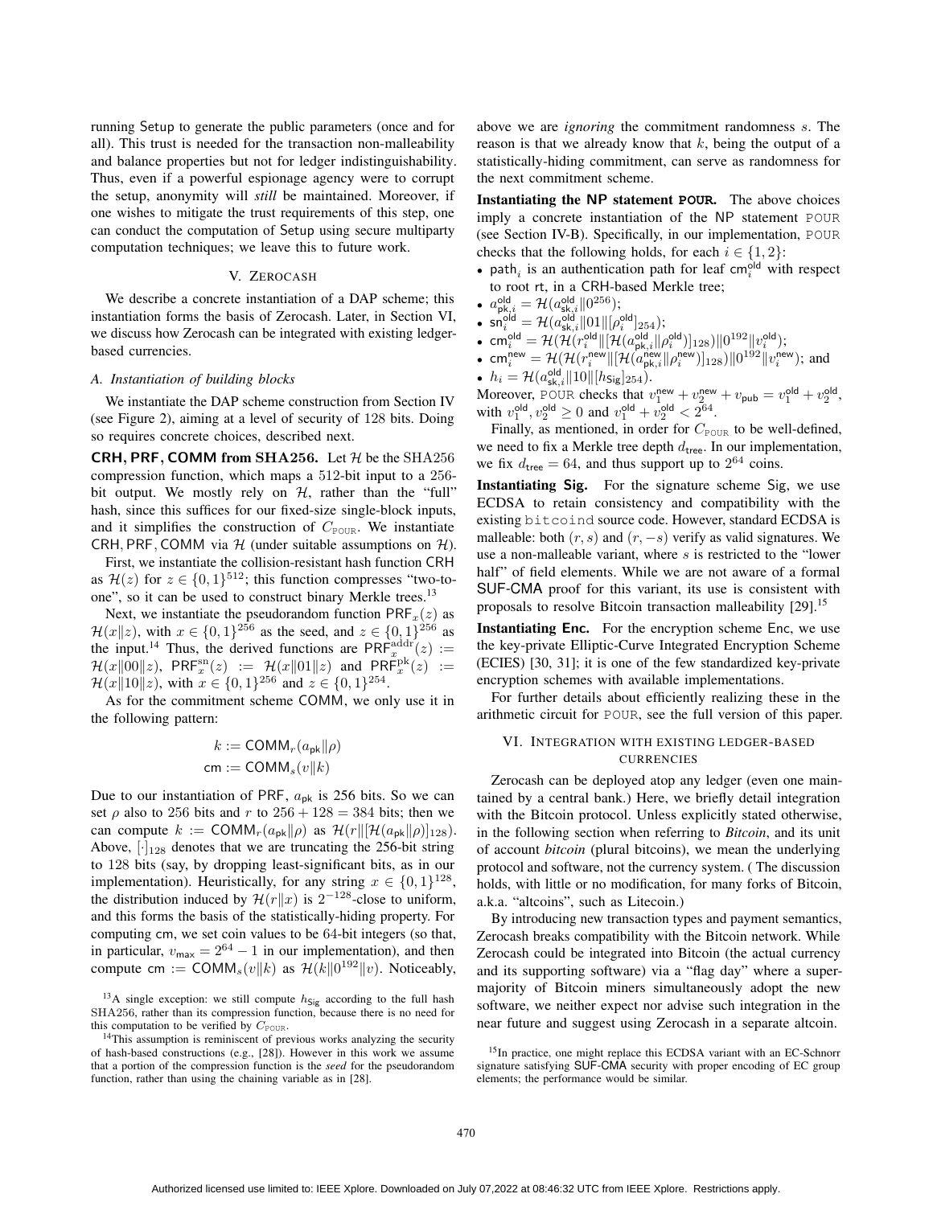running Setup to generate the public parameters (once and for all). This trust is needed for the transaction non-malleability and balance properties but not for ledger indistinguishability. Thus, even if a powerful espionage agency were to corrupt the setup, anonymity will *still* be maintained. Moreover, if one wishes to mitigate the trust requirements of this step, one can conduct the computation of Setup using secure multiparty computation techniques; we leave this to future work.

## V. ZEROCASH

We describe a concrete instantiation of a DAP scheme; this instantiation forms the basis of Zerocash. Later, in Section VI, we discuss how Zerocash can be integrated with existing ledger-based currencies.

### A. Instantiation of building blocks

We instantiate the DAP scheme construction from Section IV (see Figure 2), aiming at a level of security of 128 bits. Doing so requires concrete choices, described next.

**CRH, PRF, COMM from SHA256.** Let $\mathcal{H}$ be the SHA256 compression function, which maps a 512-bit input to a 256-bit output. We mostly rely on $\mathcal{H}$, rather than the "full" hash, since this suffices for our fixed-size single-block inputs, and it simplifies the construction of $C_{\text{POUR}}$. We instantiate CRH, PRF, COMM via $\mathcal{H}$ (under suitable assumptions on $\mathcal{H}$).

First, we instantiate the collision-resistant hash function CRH as $\mathcal{H}(z)$ for $z \in \{0,1\}^{512}$; this function compresses "two-to-one", so it can be used to construct binary Merkle trees.[13]

Next, we instantiate the pseudorandom function $\mathsf{PRF}_x(z)$ as $\mathcal{H}(x\|z)$, with $x \in \{0,1\}^{256}$ as the seed, and $z \in \{0,1\}^{256}$ as the input.[14] Thus, the derived functions are $\mathsf{PRF}^{\text{addr}}_x(z) := \mathcal{H}(x\|00\|z)$, $\mathsf{PRF}^{\text{sn}}_x(z) := \mathcal{H}(x\|01\|z)$ and $\mathsf{PRF}^{\text{pk}}_x(z) := \mathcal{H}(x\|10\|z)$, with $x \in \{0,1\}^{256}$ and $z \in \{0,1\}^{254}$.

As for the commitment scheme COMM, we only use it in the following pattern:

$$k := \mathsf{COMM}_r(a_{\mathsf{pk}}\|\rho)$$
$$\mathsf{cm} := \mathsf{COMM}_s(v\|k)$$

Due to our instantiation of PRF, $a_{\mathsf{pk}}$ is 256 bits. So we can set $\rho$ also to 256 bits and $r$ to $256+128 = 384$ bits; then we can compute $k := \mathsf{COMM}_r(a_{\mathsf{pk}}\|\rho)$ as $\mathcal{H}(r\|[\mathcal{H}(a_{\mathsf{pk}}\|\rho)]_{128})$. Above, $[\cdot]_{128}$ denotes that we are truncating the 256-bit string to 128 bits (say, by dropping least-significant bits, as in our implementation). Heuristically, for any string $x \in \{0,1\}^{128}$, the distribution induced by $\mathcal{H}(r\|x)$ is $2^{-128}$-close to uniform, and this forms the basis of the statistically-hiding property. For computing cm, we set coin values to be 64-bit integers (so that, in particular, $v_{\mathsf{max}} = 2^{64}-1$ in our implementation), and then compute $\mathsf{cm} := \mathsf{COMM}_s(v\|k)$ as $\mathcal{H}(k\|0^{192}\|v)$. Noticeably, above we are *ignoring* the commitment randomness $s$. The reason is that we already know that $k$, being the output of a statistically-hiding commitment, can serve as randomness for the next commitment scheme.

**Instantiating the NP statement POUR.** The above choices imply a concrete instantiation of the NP statement POUR (see Section IV-B). Specifically, in our implementation, POUR checks that the following holds, for each $i \in \{1,2\}$:

- $\mathsf{path}_i$ is an authentication path for leaf $\mathsf{cm}^{\mathsf{old}}_i$ with respect to root rt, in a CRH-based Merkle tree;
- $a^{\mathsf{old}}_{\mathsf{pk},i} = \mathcal{H}(a^{\mathsf{old}}_{\mathsf{sk},i}\|0^{256})$;
- $\mathsf{sn}^{\mathsf{old}}_i = \mathcal{H}(a^{\mathsf{old}}_{\mathsf{sk},i}\|01\|[\rho^{\mathsf{old}}_i]_{254})$;
- $\mathsf{cm}^{\mathsf{old}}_i = \mathcal{H}(\mathcal{H}(r^{\mathsf{old}}_i\|[\mathcal{H}(a^{\mathsf{old}}_{\mathsf{pk},i}\|\rho^{\mathsf{old}}_i)]_{128})\|0^{192}\|v^{\mathsf{old}}_i)$;
- $\mathsf{cm}^{\mathsf{new}}_i = \mathcal{H}(\mathcal{H}(r^{\mathsf{new}}_i\|[\mathcal{H}(a^{\mathsf{new}}_{\mathsf{pk},i}\|\rho^{\mathsf{new}}_i)]_{128})\|0^{192}\|v^{\mathsf{new}}_i)$; and
- $h_i = \mathcal{H}(a^{\mathsf{old}}_{\mathsf{sk},i}\|10\|[h_{\mathsf{Sig}}]_{254})$.

Moreover, POUR checks that $v^{\mathsf{new}}_1 + v^{\mathsf{new}}_2 + v_{\mathsf{pub}} = v^{\mathsf{old}}_1 + v^{\mathsf{old}}_2$, with $v^{\mathsf{old}}_1, v^{\mathsf{old}}_2 \geq 0$ and $v^{\mathsf{old}}_1 + v^{\mathsf{old}}_2 < 2^{64}$.

Finally, as mentioned, in order for $C_{\text{POUR}}$ to be well-defined, we need to fix a Merkle tree depth $d_{\mathsf{tree}}$. In our implementation, we fix $d_{\mathsf{tree}} = 64$, and thus support up to $2^{64}$ coins.

**Instantiating Sig.** For the signature scheme Sig, we use ECDSA to retain consistency and compatibility with the existing `bitcoind` source code. However, standard ECDSA is malleable: both $(r,s)$ and $(r,-s)$ verify as valid signatures. We use a non-malleable variant, where $s$ is restricted to the "lower half" of field elements. While we are not aware of a formal SUF-CMA proof for this variant, its use is consistent with proposals to resolve Bitcoin transaction malleability [29].[15]

**Instantiating Enc.** For the encryption scheme Enc, we use the key-private Elliptic-Curve Integrated Encryption Scheme (ECIES) [30, 31]; it is one of the few standardized key-private encryption schemes with available implementations.

For further details about efficiently realizing these in the arithmetic circuit for POUR, see the full version of this paper.

## VI. INTEGRATION WITH EXISTING LEDGER-BASED CURRENCIES

Zerocash can be deployed atop any ledger (even one maintained by a central bank.) Here, we briefly detail integration with the Bitcoin protocol. Unless explicitly stated otherwise, in the following section when referring to *Bitcoin*, and its unit of account *bitcoin* (plural bitcoins), we mean the underlying protocol and software, not the currency system. ( The discussion holds, with little or no modification, for many forks of Bitcoin, a.k.a. "altcoins", such as Litecoin.)

By introducing new transaction types and payment semantics, Zerocash breaks compatibility with the Bitcoin network. While Zerocash could be integrated into Bitcoin (the actual currency and its supporting software) via a "flag day" where a super-majority of Bitcoin miners simultaneously adopt the new software, we neither expect nor advise such integration in the near future and suggest using Zerocash in a separate altcoin.

---

[13] A single exception: we still compute $h_{\mathsf{Sig}}$ according to the full hash SHA256, rather than its compression function, because there is no need for this computation to be verified by $C_{\text{POUR}}$.

[14] This assumption is reminiscent of previous works analyzing the security of hash-based constructions (e.g., [28]). However in this work we assume that a portion of the compression function is the *seed* for the pseudorandom function, rather than using the chaining variable as in [28].

[15] In practice, one might replace this ECDSA variant with an EC-Schnorr signature satisfying SUF-CMA security with proper encoding of EC group elements; the performance would be similar.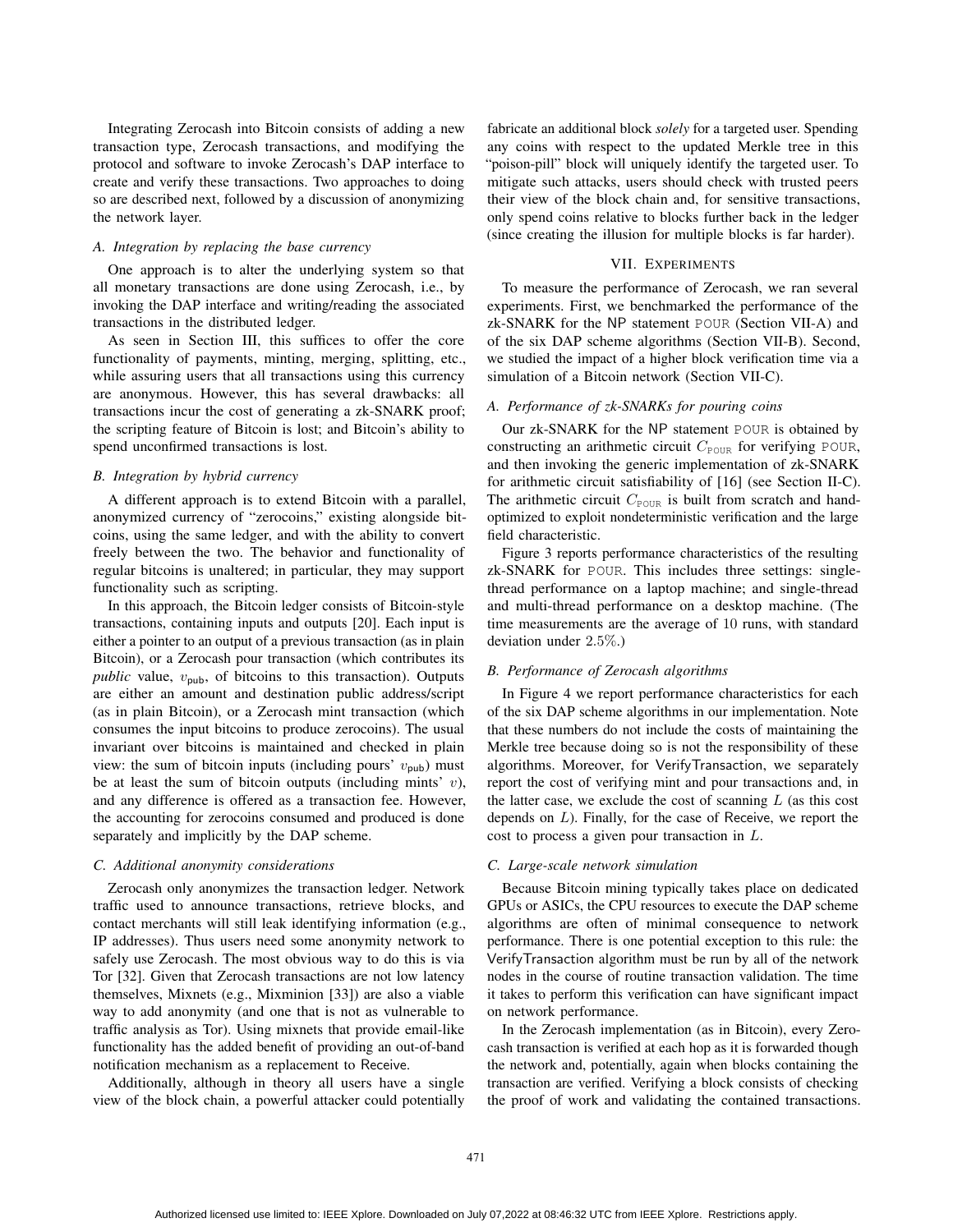Integrating Zerocash into Bitcoin consists of adding a new transaction type, Zerocash transactions, and modifying the protocol and software to invoke Zerocash's DAP interface to create and verify these transactions. Two approaches to doing so are described next, followed by a discussion of anonymizing the network layer.

### A. Integration by replacing the base currency

One approach is to alter the underlying system so that all monetary transactions are done using Zerocash, i.e., by invoking the DAP interface and writing/reading the associated transactions in the distributed ledger.

As seen in Section III, this suffices to offer the core functionality of payments, minting, merging, splitting, etc., while assuring users that all transactions using this currency are anonymous. However, this has several drawbacks: all transactions incur the cost of generating a zk-SNARK proof; the scripting feature of Bitcoin is lost; and Bitcoin's ability to spend unconfirmed transactions is lost.

### B. Integration by hybrid currency

A different approach is to extend Bitcoin with a parallel, anonymized currency of "zerocoins," existing alongside bitcoins, using the same ledger, and with the ability to convert freely between the two. The behavior and functionality of regular bitcoins is unaltered; in particular, they may support functionality such as scripting.

In this approach, the Bitcoin ledger consists of Bitcoin-style transactions, containing inputs and outputs [20]. Each input is either a pointer to an output of a previous transaction (as in plain Bitcoin), or a Zerocash pour transaction (which contributes its *public* value, $v_{\mathsf{pub}}$, of bitcoins to this transaction). Outputs are either an amount and destination public address/script (as in plain Bitcoin), or a Zerocash mint transaction (which consumes the input bitcoins to produce zerocoins). The usual invariant over bitcoins is maintained and checked in plain view: the sum of bitcoin inputs (including pours' $v_{\mathsf{pub}}$) must be at least the sum of bitcoin outputs (including mints' $v$), and any difference is offered as a transaction fee. However, the accounting for zerocoins consumed and produced is done separately and implicitly by the DAP scheme.

### C. Additional anonymity considerations

Zerocash only anonymizes the transaction ledger. Network traffic used to announce transactions, retrieve blocks, and contact merchants will still leak identifying information (e.g., IP addresses). Thus users need some anonymity network to safely use Zerocash. The most obvious way to do this is via Tor [32]. Given that Zerocash transactions are not low latency themselves, Mixnets (e.g., Mixminion [33]) are also a viable way to add anonymity (and one that is not as vulnerable to traffic analysis as Tor). Using mixnets that provide email-like functionality has the added benefit of providing an out-of-band notification mechanism as a replacement to Receive.

Additionally, although in theory all users have a single view of the block chain, a powerful attacker could potentially fabricate an additional block *solely* for a targeted user. Spending any coins with respect to the updated Merkle tree in this "poison-pill" block will uniquely identify the targeted user. To mitigate such attacks, users should check with trusted peers their view of the block chain and, for sensitive transactions, only spend coins relative to blocks further back in the ledger (since creating the illusion for multiple blocks is far harder).

## VII. Experiments

To measure the performance of Zerocash, we ran several experiments. First, we benchmarked the performance of the zk-SNARK for the NP statement POUR (Section VII-A) and of the six DAP scheme algorithms (Section VII-B). Second, we studied the impact of a higher block verification time via a simulation of a Bitcoin network (Section VII-C).

### A. Performance of zk-SNARKs for pouring coins

Our zk-SNARK for the NP statement POUR is obtained by constructing an arithmetic circuit $C_{\text{POUR}}$ for verifying POUR, and then invoking the generic implementation of zk-SNARK for arithmetic circuit satisfiability of [16] (see Section II-C). The arithmetic circuit $C_{\text{POUR}}$ is built from scratch and hand-optimized to exploit nondeterministic verification and the large field characteristic.

Figure 3 reports performance characteristics of the resulting zk-SNARK for POUR. This includes three settings: single-thread performance on a laptop machine; and single-thread and multi-thread performance on a desktop machine. (The time measurements are the average of 10 runs, with standard deviation under $2.5\%$.)

### B. Performance of Zerocash algorithms

In Figure 4 we report performance characteristics for each of the six DAP scheme algorithms in our implementation. Note that these numbers do not include the costs of maintaining the Merkle tree because doing so is not the responsibility of these algorithms. Moreover, for VerifyTransaction, we separately report the cost of verifying mint and pour transactions and, in the latter case, we exclude the cost of scanning $L$ (as this cost depends on $L$). Finally, for the case of Receive, we report the cost to process a given pour transaction in $L$.

### C. Large-scale network simulation

Because Bitcoin mining typically takes place on dedicated GPUs or ASICs, the CPU resources to execute the DAP scheme algorithms are often of minimal consequence to network performance. There is one potential exception to this rule: the VerifyTransaction algorithm must be run by all of the network nodes in the course of routine transaction validation. The time it takes to perform this verification can have significant impact on network performance.

In the Zerocash implementation (as in Bitcoin), every Zerocash transaction is verified at each hop as it is forwarded though the network and, potentially, again when blocks containing the transaction are verified. Verifying a block consists of checking the proof of work and validating the contained transactions.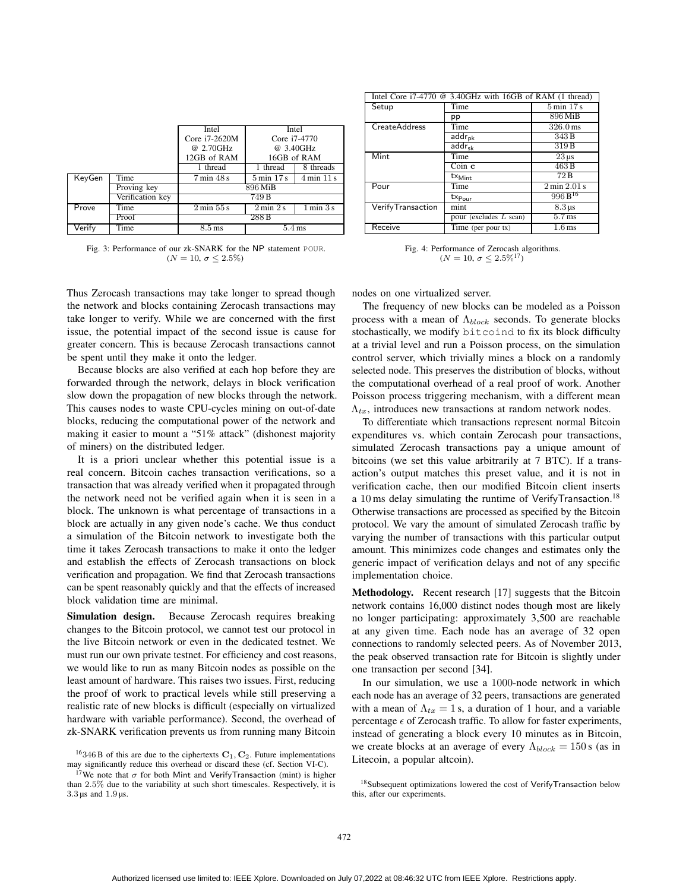|  |  | Intel Core i7-2620M @ 2.70GHz 12GB of RAM | Intel Core i7-4770 @ 3.40GHz 16GB of RAM |  |
|---|---|---|---|---|
|  |  | 1 thread | 1 thread | 8 threads |
| KeyGen | Time | 7 min 48 s | 5 min 17 s | 4 min 11 s |
|  | Proving key | 896 MiB |  |  |
|  | Verification key | 749 B |  |  |
| Prove | Time | 2 min 55 s | 2 min 2 s | 1 min 3 s |
|  | Proof | 288 B |  |  |
| Verify | Time | 8.5 ms | 5.4 ms |  |

Fig. 3: Performance of our zk-SNARK for the NP statement POUR. ($N = 10$, $\sigma \leq 2.5\%$)

| Intel Core i7-4770 @ 3.40GHz with 16GB of RAM (1 thread) |  |  |
|---|---|---|
| Setup | Time | 5 min 17 s |
|  | pp | 896 MiB |
| CreateAddress | Time | 326.0 ms |
|  | $\mathsf{addr}_{\mathsf{pk}}$ | 343 B |
|  | $\mathsf{addr}_{\mathsf{sk}}$ | 319 B |
| Mint | Time | 23 µs |
|  | Coin $\mathbf{c}$ | 463 B |
|  | $\mathsf{tx}_{\mathsf{Mint}}$ | 72 B |
| Pour | Time | 2 min 2.01 s |
|  | $\mathsf{tx}_{\mathsf{Pour}}$ | 996 B[16] |
| VerifyTransaction | mint | 8.3 µs |
|  | pour (excludes $L$ scan) | 5.7 ms |
| Receive | Time (per pour tx) | 1.6 ms |

Fig. 4: Performance of Zerocash algorithms. ($N = 10$, $\sigma \leq 2.5\%$[17])

Thus Zerocash transactions may take longer to spread though the network and blocks containing Zerocash transactions may take longer to verify. While we are concerned with the first issue, the potential impact of the second issue is cause for greater concern. This is because Zerocash transactions cannot be spent until they make it onto the ledger.

Because blocks are also verified at each hop before they are forwarded through the network, delays in block verification slow down the propagation of new blocks through the network. This causes nodes to waste CPU-cycles mining on out-of-date blocks, reducing the computational power of the network and making it easier to mount a "51% attack" (dishonest majority of miners) on the distributed ledger.

It is a priori unclear whether this potential issue is a real concern. Bitcoin caches transaction verifications, so a transaction that was already verified when it propagated through the network need not be verified again when it is seen in a block. The unknown is what percentage of transactions in a block are actually in any given node's cache. We thus conduct a simulation of the Bitcoin network to investigate both the time it takes Zerocash transactions to make it onto the ledger and establish the effects of Zerocash transactions on block verification and propagation. We find that Zerocash transactions can be spent reasonably quickly and that the effects of increased block validation time are minimal.

**Simulation design.** Because Zerocash requires breaking changes to the Bitcoin protocol, we cannot test our protocol in the live Bitcoin network or even in the dedicated testnet. We must run our own private testnet. For efficiency and cost reasons, we would like to run as many Bitcoin nodes as possible on the least amount of hardware. This raises two issues. First, reducing the proof of work to practical levels while still preserving a realistic rate of new blocks is difficult (especially on virtualized hardware with variable performance). Second, the overhead of zk-SNARK verification prevents us from running many Bitcoin nodes on one virtualized server.

The frequency of new blocks can be modeled as a Poisson process with a mean of $\Lambda_{block}$ seconds. To generate blocks stochastically, we modify bitcoind to fix its block difficulty at a trivial level and run a Poisson process, on the simulation control server, which trivially mines a block on a randomly selected node. This preserves the distribution of blocks, without the computational overhead of a real proof of work. Another Poisson process triggering mechanism, with a different mean $\Lambda_{tx}$, introduces new transactions at random network nodes.

To differentiate which transactions represent normal Bitcoin expenditures vs. which contain Zerocash pour transactions, simulated Zerocash transactions pay a unique amount of bitcoins (we set this value arbitrarily at 7 BTC). If a transaction's output matches this preset value, and it is not in verification cache, then our modified Bitcoin client inserts a 10 ms delay simulating the runtime of VerifyTransaction.[18] Otherwise transactions are processed as specified by the Bitcoin protocol. We vary the amount of simulated Zerocash traffic by varying the number of transactions with this particular output amount. This minimizes code changes and estimates only the generic impact of verification delays and not of any specific implementation choice.

**Methodology.** Recent research [17] suggests that the Bitcoin network contains 16,000 distinct nodes though most are likely no longer participating: approximately 3,500 are reachable at any given time. Each node has an average of 32 open connections to randomly selected peers. As of November 2013, the peak observed transaction rate for Bitcoin is slightly under one transaction per second [34].

In our simulation, we use a 1000-node network in which each node has an average of 32 peers, transactions are generated with a mean of $\Lambda_{tx} = 1$ s, a duration of 1 hour, and a variable percentage $\epsilon$ of Zerocash traffic. To allow for faster experiments, instead of generating a block every 10 minutes as in Bitcoin, we create blocks at an average of every $\Lambda_{block} = 150$ s (as in Litecoin, a popular altcoin).

[16] 346 B of this are due to the ciphertexts $\mathbf{C}_1, \mathbf{C}_2$. Future implementations may significantly reduce this overhead or discard these (cf. Section VI-C).

[17] We note that $\sigma$ for both Mint and VerifyTransaction (mint) is higher than 2.5% due to the variability at such short timescales. Respectively, it is 3.3 µs and 1.9 µs.

[18] Subsequent optimizations lowered the cost of VerifyTransaction below this, after our experiments.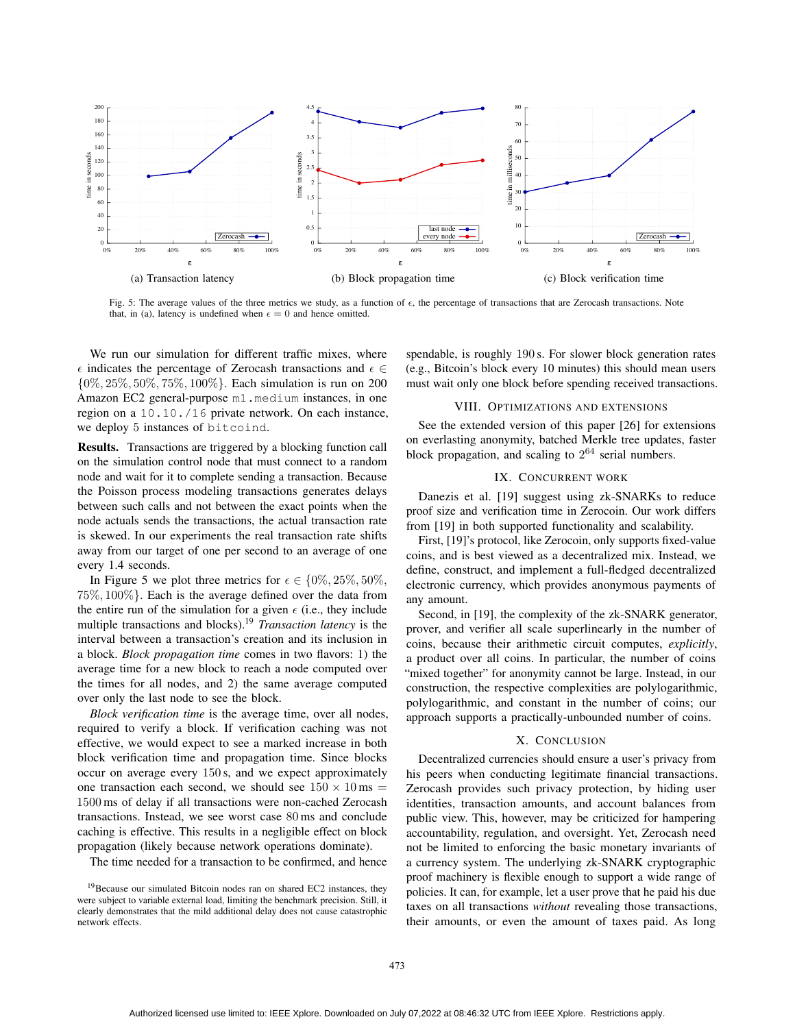(a) Transaction latency

(b) Block propagation time

(c) Block verification time

Fig. 5: The average values of the three metrics we study, as a function of $\epsilon$, the percentage of transactions that are Zerocash transactions. Note that, in (a), latency is undefined when $\epsilon = 0$ and hence omitted.

We run our simulation for different traffic mixes, where $\epsilon$ indicates the percentage of Zerocash transactions and $\epsilon \in \{0\%, 25\%, 50\%, 75\%, 100\%\}$. Each simulation is run on 200 Amazon EC2 general-purpose `m1.medium` instances, in one region on a `10.10./16` private network. On each instance, we deploy 5 instances of `bitcoind`.

**Results.** Transactions are triggered by a blocking function call on the simulation control node that must connect to a random node and wait for it to complete sending a transaction. Because the Poisson process modeling transactions generates delays between such calls and not between the exact points when the node actuals sends the transactions, the actual transaction rate is skewed. In our experiments the real transaction rate shifts away from our target of one per second to an average of one every 1.4 seconds.

In Figure 5 we plot three metrics for $\epsilon \in \{0\%, 25\%, 50\%, 75\%, 100\%\}$. Each is the average defined over the data from the entire run of the simulation for a given $\epsilon$ (i.e., they include multiple transactions and blocks).[19] *Transaction latency* is the interval between a transaction's creation and its inclusion in a block. *Block propagation time* comes in two flavors: 1) the average time for a new block to reach a node computed over the times for all nodes, and 2) the same average computed over only the last node to see the block.

*Block verification time* is the average time, over all nodes, required to verify a block. If verification caching was not effective, we would expect to see a marked increase in both block verification time and propagation time. Since blocks occur on average every 150 s, and we expect approximately one transaction each second, we should see $150 \times 10\,\text{ms} = 1500\,\text{ms}$ of delay if all transactions were non-cached Zerocash transactions. Instead, we see worst case 80 ms and conclude caching is effective. This results in a negligible effect on block propagation (likely because network operations dominate).

The time needed for a transaction to be confirmed, and hence spendable, is roughly 190 s. For slower block generation rates (e.g., Bitcoin's block every 10 minutes) this should mean users must wait only one block before spending received transactions.

[19] Because our simulated Bitcoin nodes ran on shared EC2 instances, they were subject to variable external load, limiting the benchmark precision. Still, it clearly demonstrates that the mild additional delay does not cause catastrophic network effects.

## VIII. Optimizations and Extensions

See the extended version of this paper [26] for extensions on everlasting anonymity, batched Merkle tree updates, faster block propagation, and scaling to $2^{64}$ serial numbers.

## IX. Concurrent Work

Danezis et al. [19] suggest using zk-SNARKs to reduce proof size and verification time in Zerocoin. Our work differs from [19] in both supported functionality and scalability.

First, [19]'s protocol, like Zerocoin, only supports fixed-value coins, and is best viewed as a decentralized mix. Instead, we define, construct, and implement a full-fledged decentralized electronic currency, which provides anonymous payments of any amount.

Second, in [19], the complexity of the zk-SNARK generator, prover, and verifier all scale superlinearly in the number of coins, because their arithmetic circuit computes, *explicitly*, a product over all coins. In particular, the number of coins "mixed together" for anonymity cannot be large. Instead, in our construction, the respective complexities are polylogarithmic, polylogarithmic, and constant in the number of coins; our approach supports a practically-unbounded number of coins.

## X. Conclusion

Decentralized currencies should ensure a user's privacy from his peers when conducting legitimate financial transactions. Zerocash provides such privacy protection, by hiding user identities, transaction amounts, and account balances from public view. This, however, may be criticized for hampering accountability, regulation, and oversight. Yet, Zerocash need not be limited to enforcing the basic monetary invariants of a currency system. The underlying zk-SNARK cryptographic proof machinery is flexible enough to support a wide range of policies. It can, for example, let a user prove that he paid his due taxes on all transactions *without* revealing those transactions, their amounts, or even the amount of taxes paid. As long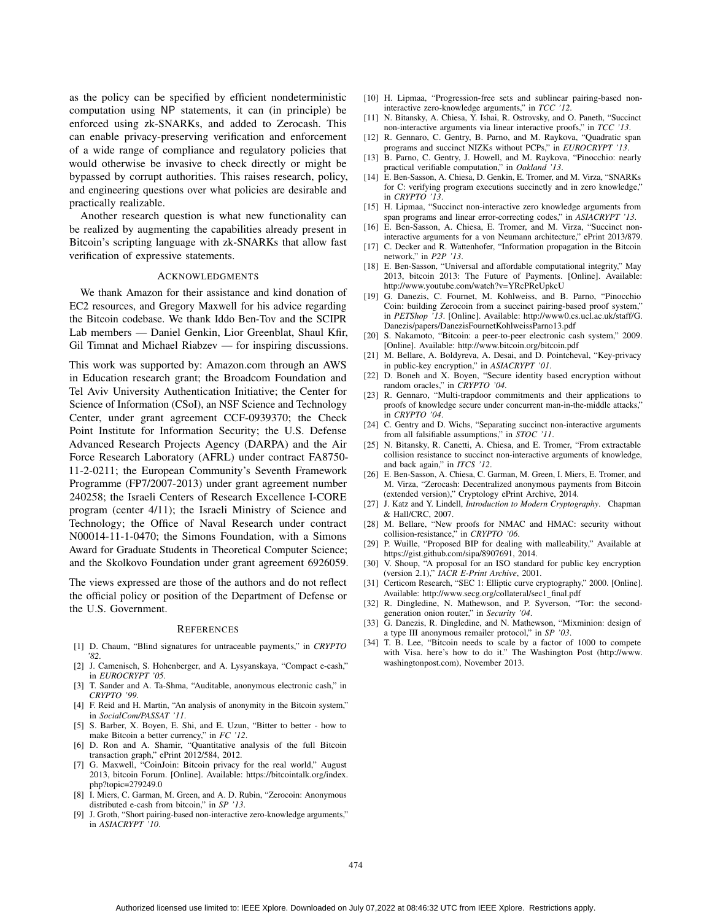as the policy can be specified by efficient nondeterministic computation using NP statements, it can (in principle) be enforced using zk-SNARKs, and added to Zerocash. This can enable privacy-preserving verification and enforcement of a wide range of compliance and regulatory policies that would otherwise be invasive to check directly or might be bypassed by corrupt authorities. This raises research, policy, and engineering questions over what policies are desirable and practically realizable.

Another research question is what new functionality can be realized by augmenting the capabilities already present in Bitcoin's scripting language with zk-SNARKs that allow fast verification of expressive statements.

## Acknowledgments

We thank Amazon for their assistance and kind donation of EC2 resources, and Gregory Maxwell for his advice regarding the Bitcoin codebase. We thank Iddo Ben-Tov and the SCIPR Lab members — Daniel Genkin, Lior Greenblat, Shaul Kfir, Gil Timnat and Michael Riabzev — for inspiring discussions.

This work was supported by: Amazon.com through an AWS in Education research grant; the Broadcom Foundation and Tel Aviv University Authentication Initiative; the Center for Science of Information (CSoI), an NSF Science and Technology Center, under grant agreement CCF-0939370; the Check Point Institute for Information Security; the U.S. Defense Advanced Research Projects Agency (DARPA) and the Air Force Research Laboratory (AFRL) under contract FA8750-11-2-0211; the European Community's Seventh Framework Programme (FP7/2007-2013) under grant agreement number 240258; the Israeli Centers of Research Excellence I-CORE program (center 4/11); the Israeli Ministry of Science and Technology; the Office of Naval Research under contract N00014-11-1-0470; the Simons Foundation, with a Simons Award for Graduate Students in Theoretical Computer Science; and the Skolkovo Foundation under grant agreement 6926059.

The views expressed are those of the authors and do not reflect the official policy or position of the Department of Defense or the U.S. Government.

## References

[1] D. Chaum, "Blind signatures for untraceable payments," in *CRYPTO '82*.

[2] J. Camenisch, S. Hohenberger, and A. Lysyanskaya, "Compact e-cash," in *EUROCRYPT '05*.

[3] T. Sander and A. Ta-Shma, "Auditable, anonymous electronic cash," in *CRYPTO '99*.

[4] F. Reid and H. Martin, "An analysis of anonymity in the Bitcoin system," in *SocialCom/PASSAT '11*.

[5] S. Barber, X. Boyen, E. Shi, and E. Uzun, "Bitter to better - how to make Bitcoin a better currency," in *FC '12*.

[6] D. Ron and A. Shamir, "Quantitative analysis of the full Bitcoin transaction graph," ePrint 2012/584, 2012.

[7] G. Maxwell, "CoinJoin: Bitcoin privacy for the real world," August 2013, bitcoin Forum. [Online]. Available: https://bitcointalk.org/index.php?topic=279249.0

[8] I. Miers, C. Garman, M. Green, and A. D. Rubin, "Zerocoin: Anonymous distributed e-cash from bitcoin," in *SP '13*.

[9] J. Groth, "Short pairing-based non-interactive zero-knowledge arguments," in *ASIACRYPT '10*.

[10] H. Lipmaa, "Progression-free sets and sublinear pairing-based non-interactive zero-knowledge arguments," in *TCC '12*.

[11] N. Bitansky, A. Chiesa, Y. Ishai, R. Ostrovsky, and O. Paneth, "Succinct non-interactive arguments via linear interactive proofs," in *TCC '13*.

[12] R. Gennaro, C. Gentry, B. Parno, and M. Raykova, "Quadratic span programs and succinct NIZKs without PCPs," in *EUROCRYPT '13*.

[13] B. Parno, C. Gentry, J. Howell, and M. Raykova, "Pinocchio: nearly practical verifiable computation," in *Oakland '13*.

[14] E. Ben-Sasson, A. Chiesa, D. Genkin, E. Tromer, and M. Virza, "SNARKs for C: verifying program executions succinctly and in zero knowledge," in *CRYPTO '13*.

[15] H. Lipmaa, "Succinct non-interactive zero knowledge arguments from span programs and linear error-correcting codes," in *ASIACRYPT '13*.

[16] E. Ben-Sasson, A. Chiesa, E. Tromer, and M. Virza, "Succinct non-interactive arguments for a von Neumann architecture," ePrint 2013/879.

[17] C. Decker and R. Wattenhofer, "Information propagation in the Bitcoin network," in *P2P '13*.

[18] E. Ben-Sasson, "Universal and affordable computational integrity," May 2013, bitcoin 2013: The Future of Payments. [Online]. Available: http://www.youtube.com/watch?v=YRcPReUpkcU

[19] G. Danezis, C. Fournet, M. Kohlweiss, and B. Parno, "Pinocchio Coin: building Zerocoin from a succinct pairing-based proof system," in *PETShop '13*. [Online]. Available: http://www0.cs.ucl.ac.uk/staff/G.Danezis/papers/DanezisFournetKohlweissParno13.pdf

[20] S. Nakamoto, "Bitcoin: a peer-to-peer electronic cash system," 2009. [Online]. Available: http://www.bitcoin.org/bitcoin.pdf

[21] M. Bellare, A. Boldyreva, A. Desai, and D. Pointcheval, "Key-privacy in public-key encryption," in *ASIACRYPT '01*.

[22] D. Boneh and X. Boyen, "Secure identity based encryption without random oracles," in *CRYPTO '04*.

[23] R. Gennaro, "Multi-trapdoor commitments and their applications to proofs of knowledge secure under concurrent man-in-the-middle attacks," in *CRYPTO '04*.

[24] C. Gentry and D. Wichs, "Separating succinct non-interactive arguments from all falsifiable assumptions," in *STOC '11*.

[25] N. Bitansky, R. Canetti, A. Chiesa, and E. Tromer, "From extractable collision resistance to succinct non-interactive arguments of knowledge, and back again," in *ITCS '12*.

[26] E. Ben-Sasson, A. Chiesa, C. Garman, M. Green, I. Miers, E. Tromer, and M. Virza, "Zerocash: Decentralized anonymous payments from Bitcoin (extended version)," Cryptology ePrint Archive, 2014.

[27] J. Katz and Y. Lindell, *Introduction to Modern Cryptography*. Chapman & Hall/CRC, 2007.

[28] M. Bellare, "New proofs for NMAC and HMAC: security without collision-resistance," in *CRYPTO '06*.

[29] P. Wuille, "Proposed BIP for dealing with malleability," Available at https://gist.github.com/sipa/8907691, 2014.

[30] V. Shoup, "A proposal for an ISO standard for public key encryption (version 2.1)," *IACR E-Print Archive*, 2001.

[31] Certicom Research, "SEC 1: Elliptic curve cryptography," 2000. [Online]. Available: http://www.secg.org/collateral/sec1_final.pdf

[32] R. Dingledine, N. Mathewson, and P. Syverson, "Tor: the second-generation onion router," in *Security '04*.

[33] G. Danezis, R. Dingledine, and N. Mathewson, "Mixminion: design of a type III anonymous remailer protocol," in *SP '03*.

[34] T. B. Lee, "Bitcoin needs to scale by a factor of 1000 to compete with Visa. here's how to do it." The Washington Post (http://www.washingtonpost.com), November 2013.